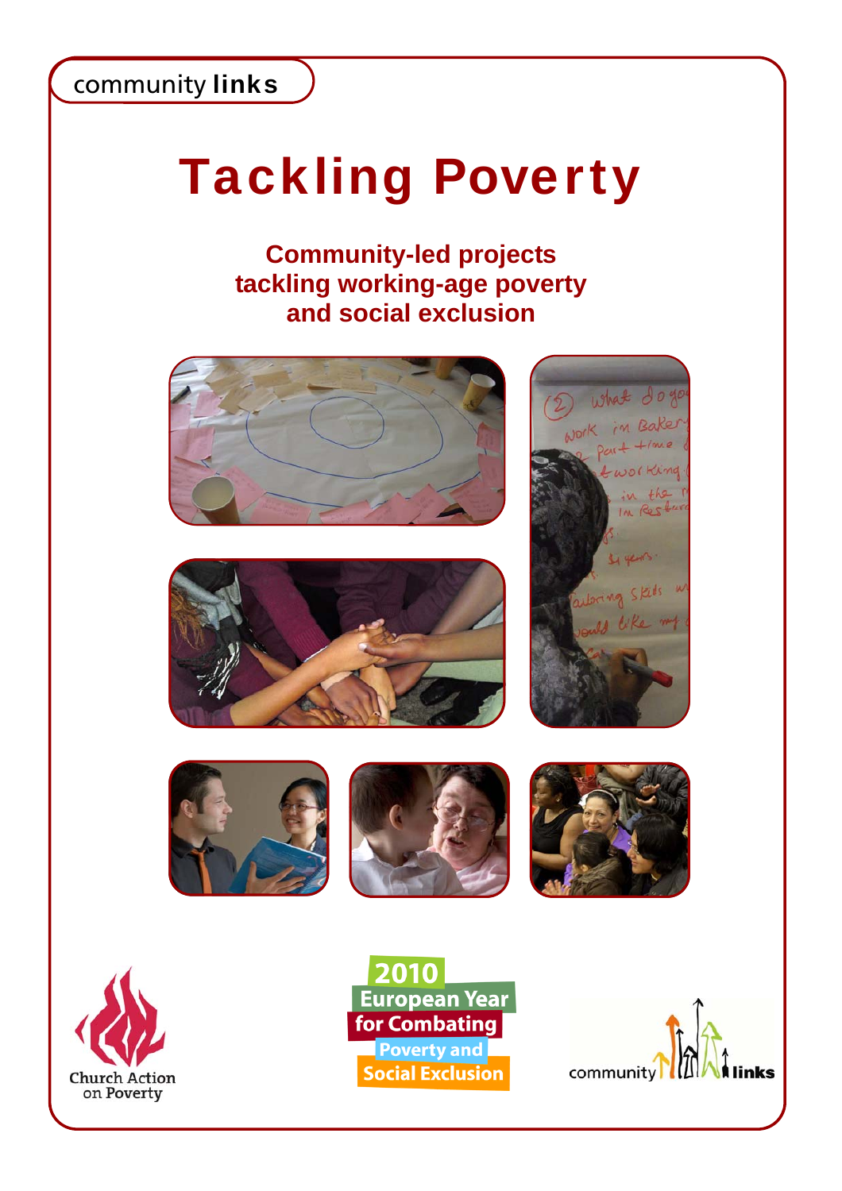community links

# Tackling Poverty

## Community-led projects tackling working-age poverty and social exclusion

Church Action on Poverty

2010 European Year for Combating Poverty and Social Exclusion

community links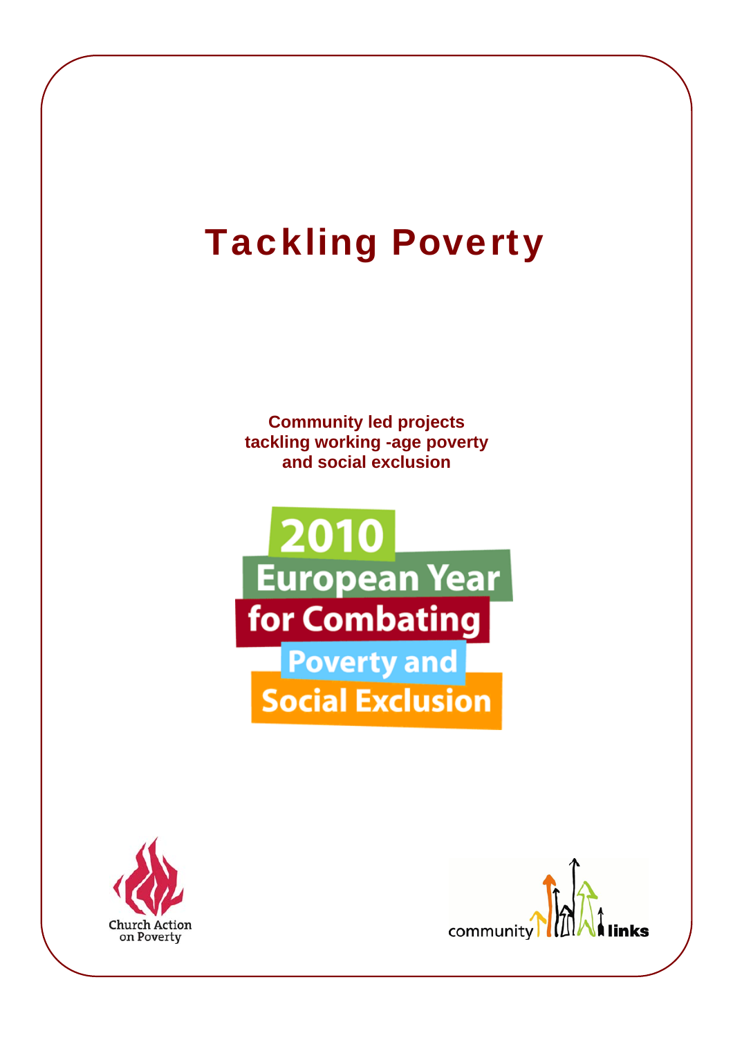# Tackling Poverty

**Community led projects tackling working -age poverty and social exclusion**

2010 European Year for Combating Poverty and Social Exclusion

Church Action on Poverty

community links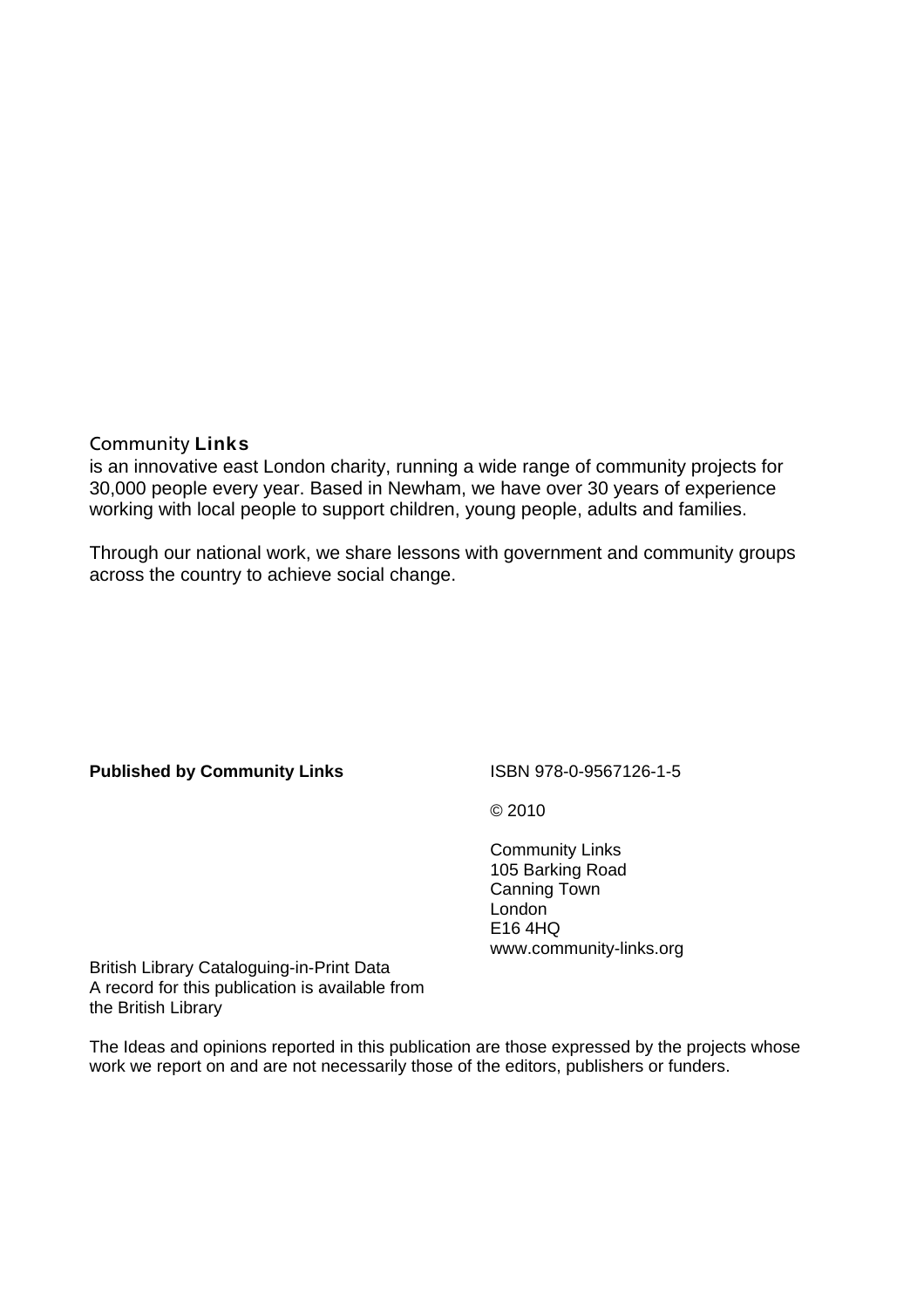Community **Links**
is an innovative east London charity, running a wide range of community projects for 30,000 people every year. Based in Newham, we have over 30 years of experience working with local people to support children, young people, adults and families.

Through our national work, we share lessons with government and community groups across the country to achieve social change.

**Published by Community Links**

ISBN 978-0-9567126-1-5

© 2010

Community Links
105 Barking Road
Canning Town
London
E16 4HQ
www.community-links.org

British Library Cataloguing-in-Print Data
A record for this publication is available from the British Library

The Ideas and opinions reported in this publication are those expressed by the projects whose work we report on and are not necessarily those of the editors, publishers or funders.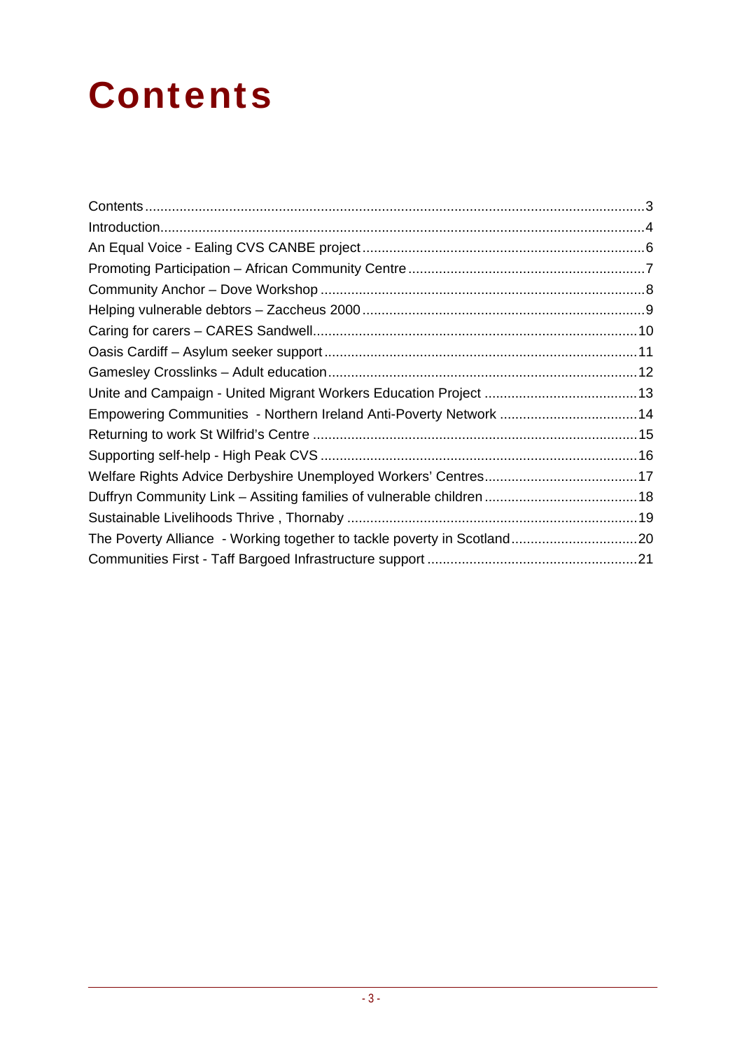# Contents

Contents ....................................................................................................................3
Introduction................................................................................................................4
An Equal Voice - Ealing CVS CANBE project ..........................................................6
Promoting Participation – African Community Centre ..............................................7
Community Anchor – Dove Workshop .....................................................................8
Helping vulnerable debtors – Zaccheus 2000 ..........................................................9
Caring for carers – CARES Sandwell......................................................................10
Oasis Cardiff – Asylum seeker support ...................................................................11
Gamesley Crosslinks – Adult education..................................................................12
Unite and Campaign - United Migrant Workers Education Project .........................13
Empowering Communities - Northern Ireland Anti-Poverty Network .....................14
Returning to work St Wilfrid's Centre .....................................................................15
Supporting self-help - High Peak CVS ...................................................................16
Welfare Rights Advice Derbyshire Unemployed Workers' Centres.........................17
Duffryn Community Link – Assiting families of vulnerable children ........................18
Sustainable Livelihoods Thrive , Thornaby ............................................................19
The Poverty Alliance - Working together to tackle poverty in Scotland.................20
Communities First - Taff Bargoed Infrastructure support .......................................21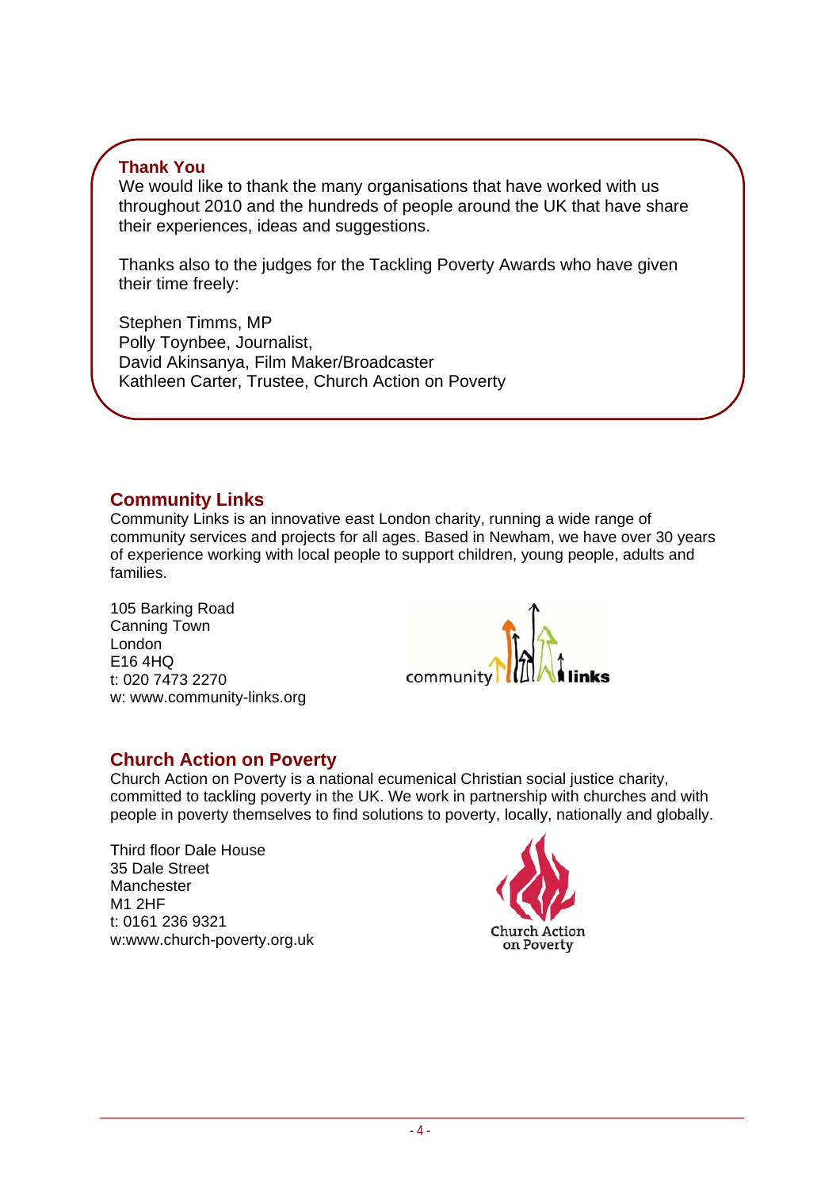**Thank You**

We would like to thank the many organisations that have worked with us throughout 2010 and the hundreds of people around the UK that have share their experiences, ideas and suggestions.

Thanks also to the judges for the Tackling Poverty Awards who have given their time freely:

Stephen Timms, MP
Polly Toynbee, Journalist,
David Akinsanya, Film Maker/Broadcaster
Kathleen Carter, Trustee, Church Action on Poverty

## Community Links

Community Links is an innovative east London charity, running a wide range of community services and projects for all ages. Based in Newham, we have over 30 years of experience working with local people to support children, young people, adults and families.

105 Barking Road
Canning Town
London
E16 4HQ
t: 020 7473 2270
w: www.community-links.org

## Church Action on Poverty

Church Action on Poverty is a national ecumenical Christian social justice charity, committed to tackling poverty in the UK. We work in partnership with churches and with people in poverty themselves to find solutions to poverty, locally, nationally and globally.

Third floor Dale House
35 Dale Street
Manchester
M1 2HF
t: 0161 236 9321
w:www.church-poverty.org.uk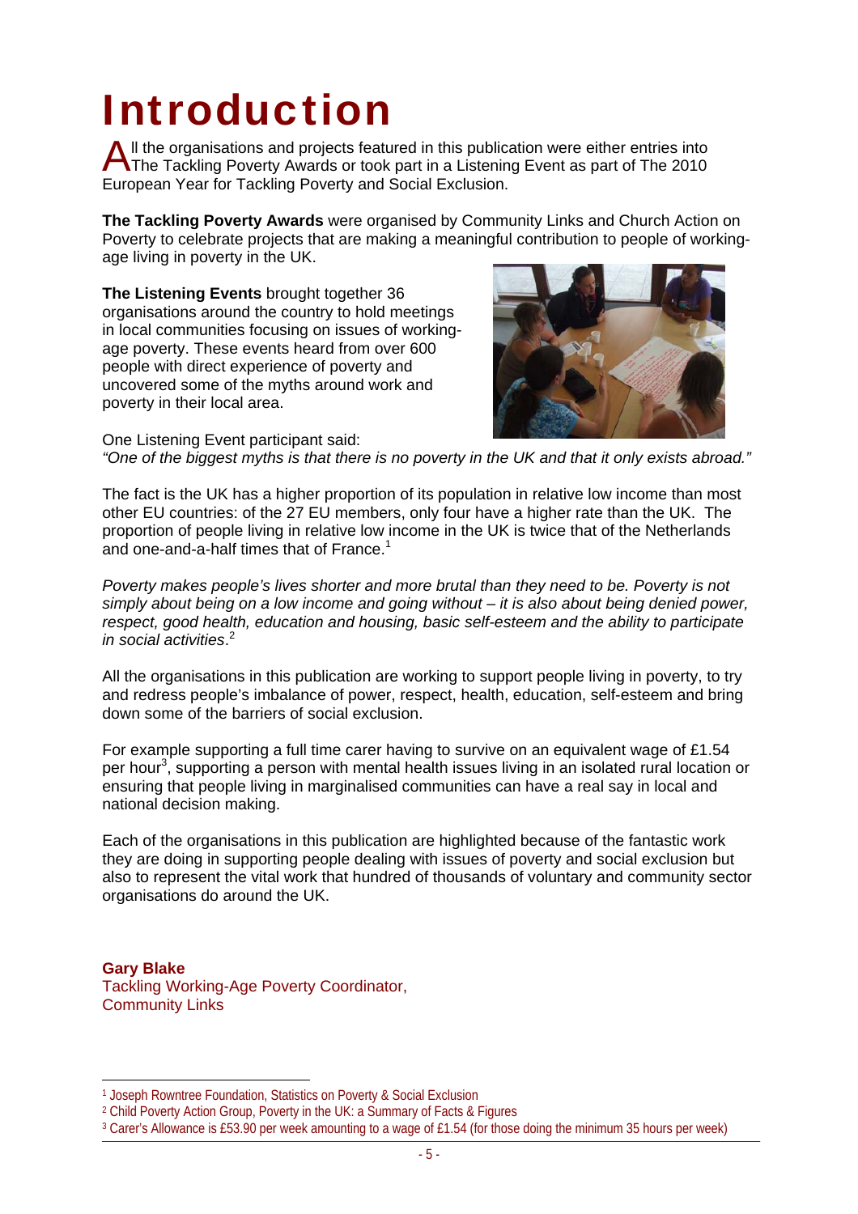# Introduction

All the organisations and projects featured in this publication were either entries into The Tackling Poverty Awards or took part in a Listening Event as part of The 2010 European Year for Tackling Poverty and Social Exclusion.

**The Tackling Poverty Awards** were organised by Community Links and Church Action on Poverty to celebrate projects that are making a meaningful contribution to people of working-age living in poverty in the UK.

**The Listening Events** brought together 36 organisations around the country to hold meetings in local communities focusing on issues of working-age poverty. These events heard from over 600 people with direct experience of poverty and uncovered some of the myths around work and poverty in their local area.

One Listening Event participant said:
*"One of the biggest myths is that there is no poverty in the UK and that it only exists abroad."*

The fact is the UK has a higher proportion of its population in relative low income than most other EU countries: of the 27 EU members, only four have a higher rate than the UK. The proportion of people living in relative low income in the UK is twice that of the Netherlands and one-and-a-half times that of France.[1]

*Poverty makes people's lives shorter and more brutal than they need to be. Poverty is not simply about being on a low income and going without – it is also about being denied power, respect, good health, education and housing, basic self-esteem and the ability to participate in social activities*.[2]

All the organisations in this publication are working to support people living in poverty, to try and redress people's imbalance of power, respect, health, education, self-esteem and bring down some of the barriers of social exclusion.

For example supporting a full time carer having to survive on an equivalent wage of £1.54 per hour[3], supporting a person with mental health issues living in an isolated rural location or ensuring that people living in marginalised communities can have a real say in local and national decision making.

Each of the organisations in this publication are highlighted because of the fantastic work they are doing in supporting people dealing with issues of poverty and social exclusion but also to represent the vital work that hundred of thousands of voluntary and community sector organisations do around the UK.

**Gary Blake**
Tackling Working-Age Poverty Coordinator,
Community Links

---

[1] Joseph Rowntree Foundation, Statistics on Poverty & Social Exclusion

[2] Child Poverty Action Group, Poverty in the UK: a Summary of Facts & Figures

[3] Carer's Allowance is £53.90 per week amounting to a wage of £1.54 (for those doing the minimum 35 hours per week)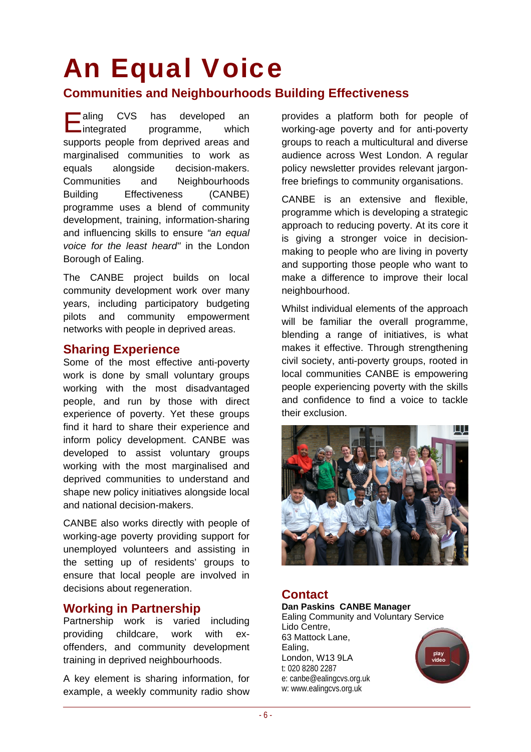# An Equal Voice

## Communities and Neighbourhoods Building Effectiveness

Ealing CVS has developed an integrated programme, which supports people from deprived areas and marginalised communities to work as equals alongside decision-makers. Communities and Neighbourhoods Building Effectiveness (CANBE) programme uses a blend of community development, training, information-sharing and influencing skills to ensure *"an equal voice for the least heard"* in the London Borough of Ealing.

The CANBE project builds on local community development work over many years, including participatory budgeting pilots and community empowerment networks with people in deprived areas.

## Sharing Experience

Some of the most effective anti-poverty work is done by small voluntary groups working with the most disadvantaged people, and run by those with direct experience of poverty. Yet these groups find it hard to share their experience and inform policy development. CANBE was developed to assist voluntary groups working with the most marginalised and deprived communities to understand and shape new policy initiatives alongside local and national decision-makers.

CANBE also works directly with people of working-age poverty providing support for unemployed volunteers and assisting in the setting up of residents' groups to ensure that local people are involved in decisions about regeneration.

## Working in Partnership

Partnership work is varied including providing childcare, work with ex-offenders, and community development training in deprived neighbourhoods.

A key element is sharing information, for example, a weekly community radio show provides a platform both for people of working-age poverty and for anti-poverty groups to reach a multicultural and diverse audience across West London. A regular policy newsletter provides relevant jargon-free briefings to community organisations.

CANBE is an extensive and flexible, programme which is developing a strategic approach to reducing poverty. At its core it is giving a stronger voice in decision-making to people who are living in poverty and supporting those people who want to make a difference to improve their local neighbourhood.

Whilst individual elements of the approach will be familiar the overall programme, blending a range of initiatives, is what makes it effective. Through strengthening civil society, anti-poverty groups, rooted in local communities CANBE is empowering people experiencing poverty with the skills and confidence to find a voice to tackle their exclusion.

## Contact

**Dan Paskins CANBE Manager**
Ealing Community and Voluntary Service
Lido Centre,
63 Mattock Lane,
Ealing,
London, W13 9LA
t: 020 8280 2287
e: canbe@ealingcvs.org.uk
w: www.ealingcvs.org.uk

play video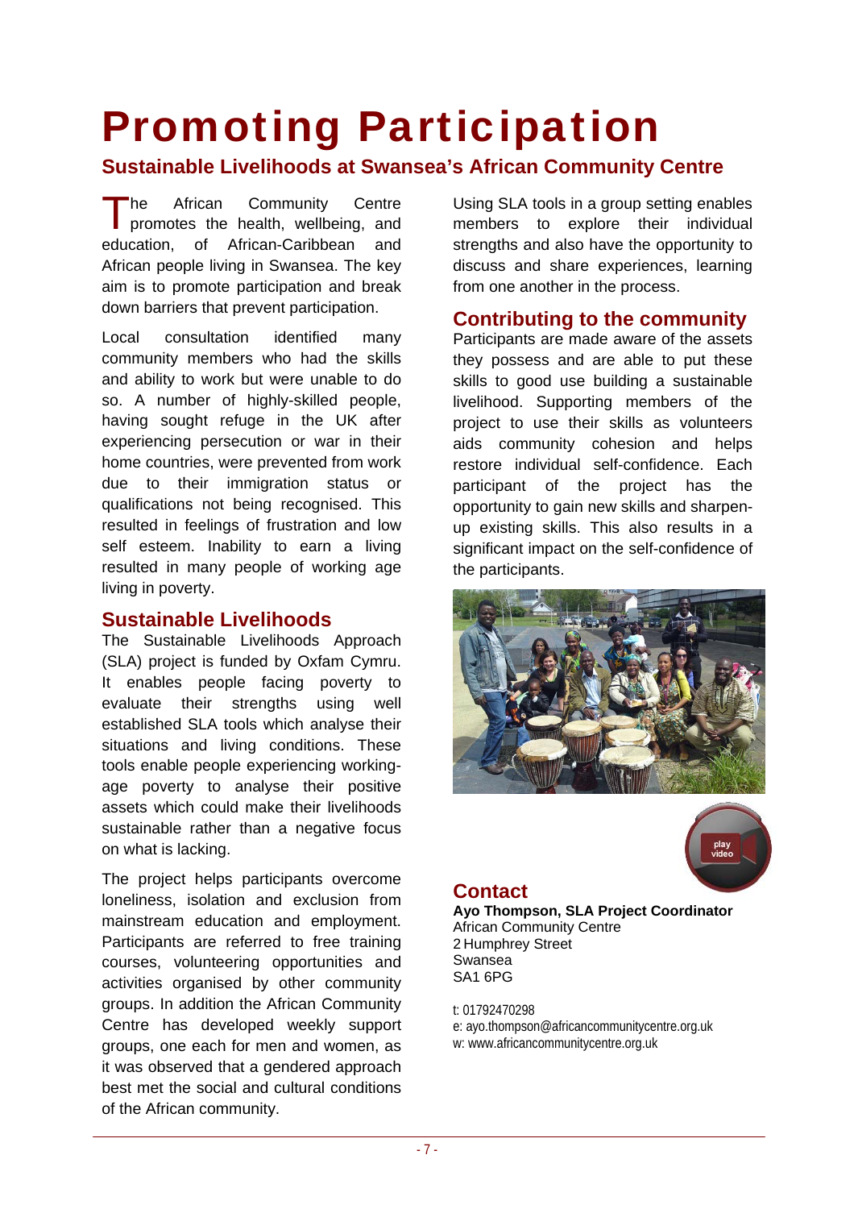# Promoting Participation

## Sustainable Livelihoods at Swansea's African Community Centre

The African Community Centre promotes the health, wellbeing, and education, of African-Caribbean and African people living in Swansea. The key aim is to promote participation and break down barriers that prevent participation.

Local consultation identified many community members who had the skills and ability to work but were unable to do so. A number of highly-skilled people, having sought refuge in the UK after experiencing persecution or war in their home countries, were prevented from work due to their immigration status or qualifications not being recognised. This resulted in feelings of frustration and low self esteem. Inability to earn a living resulted in many people of working age living in poverty.

### Sustainable Livelihoods

The Sustainable Livelihoods Approach (SLA) project is funded by Oxfam Cymru. It enables people facing poverty to evaluate their strengths using well established SLA tools which analyse their situations and living conditions. These tools enable people experiencing working-age poverty to analyse their positive assets which could make their livelihoods sustainable rather than a negative focus on what is lacking.

The project helps participants overcome loneliness, isolation and exclusion from mainstream education and employment. Participants are referred to free training courses, volunteering opportunities and activities organised by other community groups. In addition the African Community Centre has developed weekly support groups, one each for men and women, as it was observed that a gendered approach best met the social and cultural conditions of the African community.

Using SLA tools in a group setting enables members to explore their individual strengths and also have the opportunity to discuss and share experiences, learning from one another in the process.

### Contributing to the community

Participants are made aware of the assets they possess and are able to put these skills to good use building a sustainable livelihood. Supporting members of the project to use their skills as volunteers aids community cohesion and helps restore individual self-confidence. Each participant of the project has the opportunity to gain new skills and sharpen-up existing skills. This also results in a significant impact on the self-confidence of the participants.

### Contact

**Ayo Thompson, SLA Project Coordinator**
African Community Centre
2 Humphrey Street
Swansea
SA1 6PG

t: 01792470298
e: ayo.thompson@africancommunitycentre.org.uk
w: www.africancommunitycentre.org.uk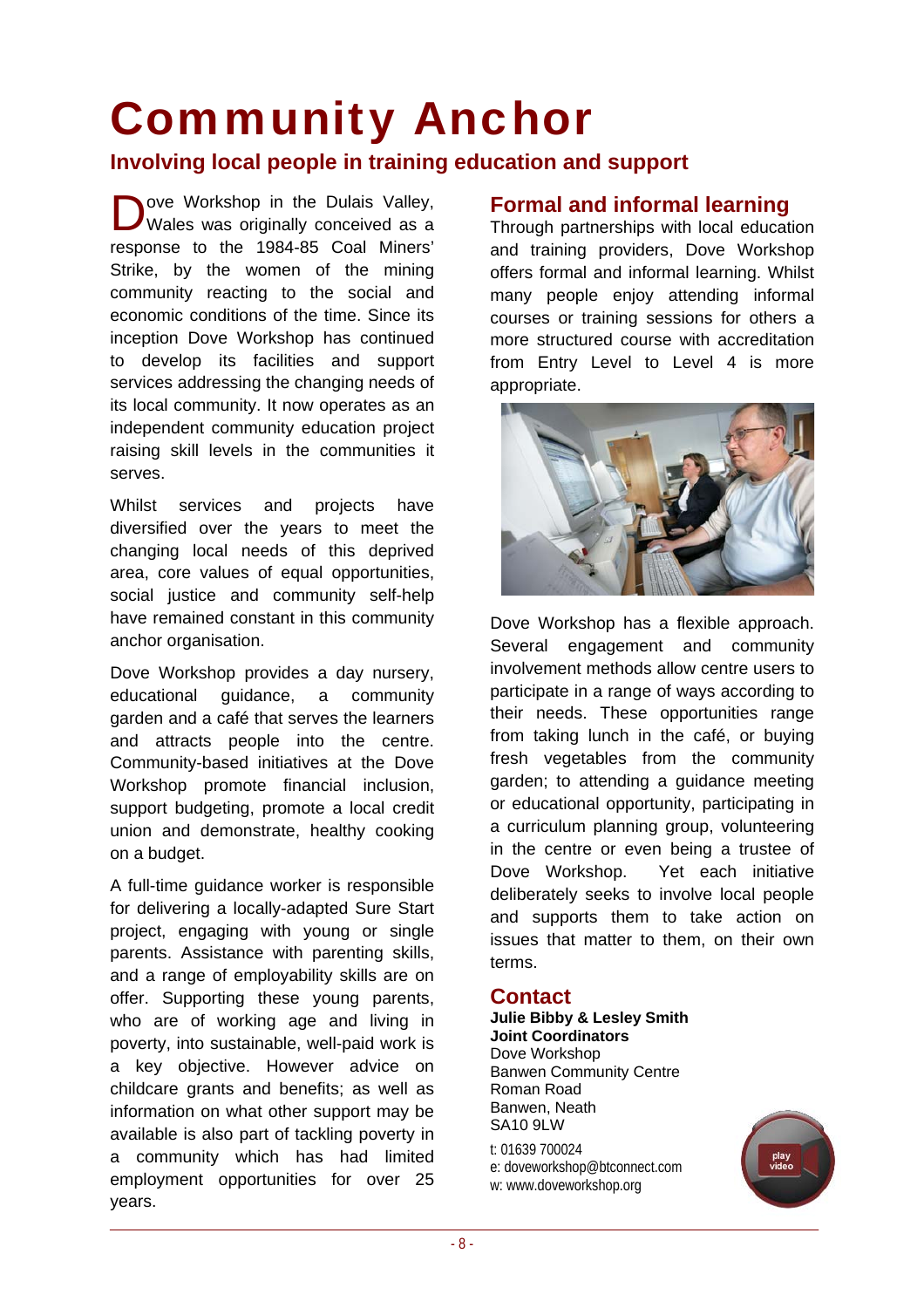# Community Anchor

## Involving local people in training education and support

Dove Workshop in the Dulais Valley, Wales was originally conceived as a response to the 1984-85 Coal Miners' Strike, by the women of the mining community reacting to the social and economic conditions of the time. Since its inception Dove Workshop has continued to develop its facilities and support services addressing the changing needs of its local community. It now operates as an independent community education project raising skill levels in the communities it serves.

Whilst services and projects have diversified over the years to meet the changing local needs of this deprived area, core values of equal opportunities, social justice and community self-help have remained constant in this community anchor organisation.

Dove Workshop provides a day nursery, educational guidance, a community garden and a café that serves the learners and attracts people into the centre. Community-based initiatives at the Dove Workshop promote financial inclusion, support budgeting, promote a local credit union and demonstrate, healthy cooking on a budget.

A full-time guidance worker is responsible for delivering a locally-adapted Sure Start project, engaging with young or single parents. Assistance with parenting skills, and a range of employability skills are on offer. Supporting these young parents, who are of working age and living in poverty, into sustainable, well-paid work is a key objective. However advice on childcare grants and benefits; as well as information on what other support may be available is also part of tackling poverty in a community which has had limited employment opportunities for over 25 years.

## Formal and informal learning

Through partnerships with local education and training providers, Dove Workshop offers formal and informal learning. Whilst many people enjoy attending informal courses or training sessions for others a more structured course with accreditation from Entry Level to Level 4 is more appropriate.

Dove Workshop has a flexible approach. Several engagement and community involvement methods allow centre users to participate in a range of ways according to their needs. These opportunities range from taking lunch in the café, or buying fresh vegetables from the community garden; to attending a guidance meeting or educational opportunity, participating in a curriculum planning group, volunteering in the centre or even being a trustee of Dove Workshop. Yet each initiative deliberately seeks to involve local people and supports them to take action on issues that matter to them, on their own terms.

## Contact

**Julie Bibby & Lesley Smith**
**Joint Coordinators**
Dove Workshop
Banwen Community Centre
Roman Road
Banwen, Neath
SA10 9LW

t: 01639 700024
e: doveworkshop@btconnect.com
w: www.doveworkshop.org

play video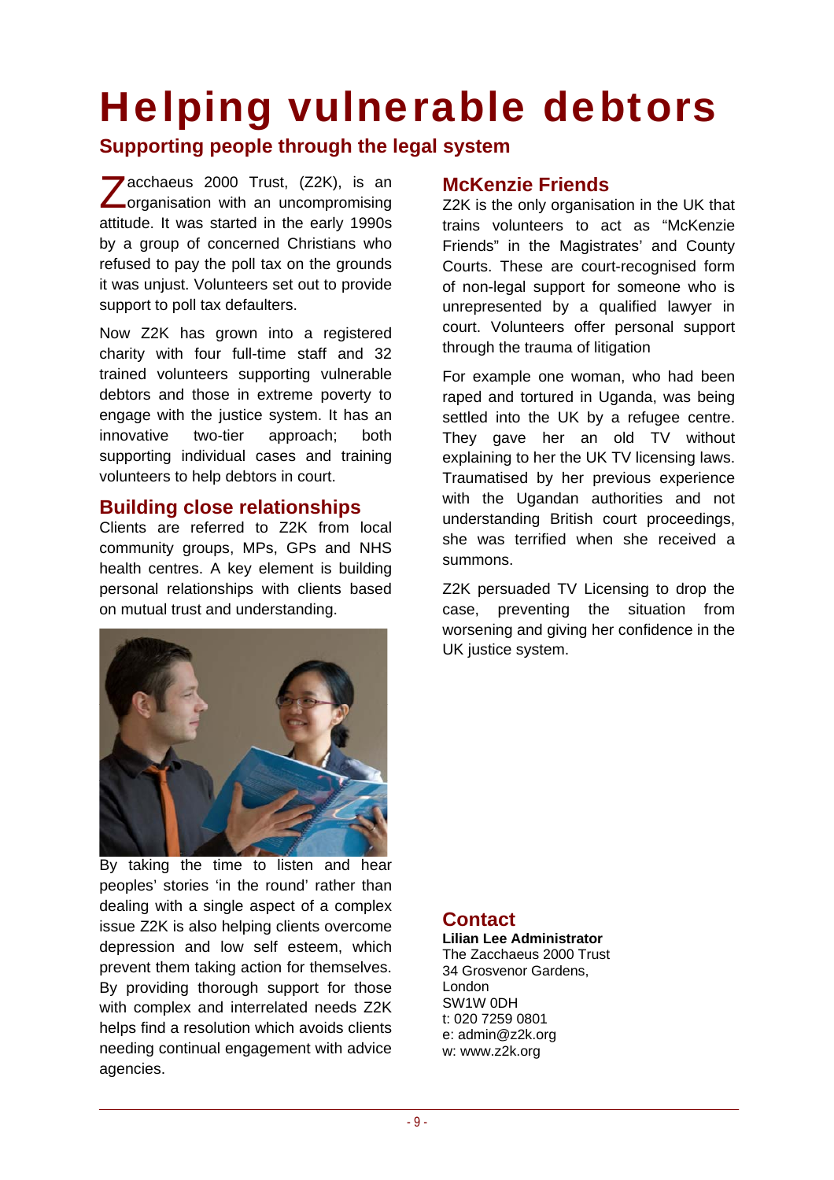# Helping vulnerable debtors

## Supporting people through the legal system

Zacchaeus 2000 Trust, (Z2K), is an organisation with an uncompromising attitude. It was started in the early 1990s by a group of concerned Christians who refused to pay the poll tax on the grounds it was unjust. Volunteers set out to provide support to poll tax defaulters.

Now Z2K has grown into a registered charity with four full-time staff and 32 trained volunteers supporting vulnerable debtors and those in extreme poverty to engage with the justice system. It has an innovative two-tier approach; both supporting individual cases and training volunteers to help debtors in court.

### Building close relationships

Clients are referred to Z2K from local community groups, MPs, GPs and NHS health centres. A key element is building personal relationships with clients based on mutual trust and understanding.

By taking the time to listen and hear peoples' stories 'in the round' rather than dealing with a single aspect of a complex issue Z2K is also helping clients overcome depression and low self esteem, which prevent them taking action for themselves. By providing thorough support for those with complex and interrelated needs Z2K helps find a resolution which avoids clients needing continual engagement with advice agencies.

### McKenzie Friends

Z2K is the only organisation in the UK that trains volunteers to act as "McKenzie Friends" in the Magistrates' and County Courts. These are court-recognised form of non-legal support for someone who is unrepresented by a qualified lawyer in court. Volunteers offer personal support through the trauma of litigation

For example one woman, who had been raped and tortured in Uganda, was being settled into the UK by a refugee centre. They gave her an old TV without explaining to her the UK TV licensing laws. Traumatised by her previous experience with the Ugandan authorities and not understanding British court proceedings, she was terrified when she received a summons.

Z2K persuaded TV Licensing to drop the case, preventing the situation from worsening and giving her confidence in the UK justice system.

### Contact

**Lilian Lee Administrator**
The Zacchaeus 2000 Trust
34 Grosvenor Gardens,
London
SW1W 0DH
t: 020 7259 0801
e: admin@z2k.org
w: www.z2k.org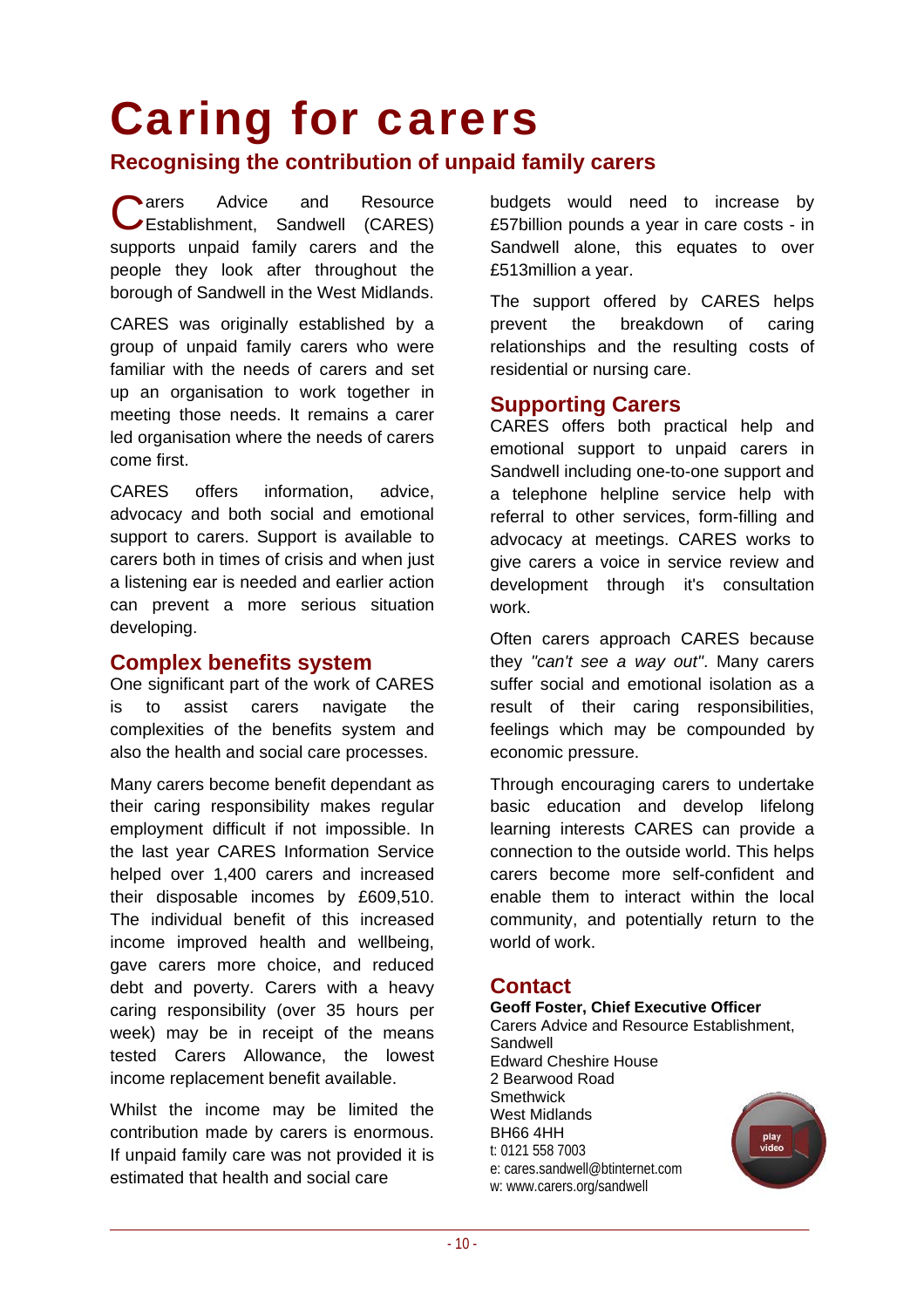# Caring for carers

## Recognising the contribution of unpaid family carers

Carers Advice and Resource Establishment, Sandwell (CARES) supports unpaid family carers and the people they look after throughout the borough of Sandwell in the West Midlands.

CARES was originally established by a group of unpaid family carers who were familiar with the needs of carers and set up an organisation to work together in meeting those needs. It remains a carer led organisation where the needs of carers come first.

CARES offers information, advice, advocacy and both social and emotional support to carers. Support is available to carers both in times of crisis and when just a listening ear is needed and earlier action can prevent a more serious situation developing.

### Complex benefits system

One significant part of the work of CARES is to assist carers navigate the complexities of the benefits system and also the health and social care processes.

Many carers become benefit dependant as their caring responsibility makes regular employment difficult if not impossible. In the last year CARES Information Service helped over 1,400 carers and increased their disposable incomes by £609,510. The individual benefit of this increased income improved health and wellbeing, gave carers more choice, and reduced debt and poverty. Carers with a heavy caring responsibility (over 35 hours per week) may be in receipt of the means tested Carers Allowance, the lowest income replacement benefit available.

Whilst the income may be limited the contribution made by carers is enormous. If unpaid family care was not provided it is estimated that health and social care budgets would need to increase by £57billion pounds a year in care costs - in Sandwell alone, this equates to over £513million a year.

The support offered by CARES helps prevent the breakdown of caring relationships and the resulting costs of residential or nursing care.

### Supporting Carers

CARES offers both practical help and emotional support to unpaid carers in Sandwell including one-to-one support and a telephone helpline service help with referral to other services, form-filling and advocacy at meetings. CARES works to give carers a voice in service review and development through it's consultation work.

Often carers approach CARES because they *"can't see a way out"*. Many carers suffer social and emotional isolation as a result of their caring responsibilities, feelings which may be compounded by economic pressure.

Through encouraging carers to undertake basic education and develop lifelong learning interests CARES can provide a connection to the outside world. This helps carers become more self-confident and enable them to interact within the local community, and potentially return to the world of work.

### Contact

**Geoff Foster, Chief Executive Officer**
Carers Advice and Resource Establishment, Sandwell
Edward Cheshire House
2 Bearwood Road
Smethwick
West Midlands
BH66 4HH
t: 0121 558 7003
e: cares.sandwell@btinternet.com
w: www.carers.org/sandwell

play video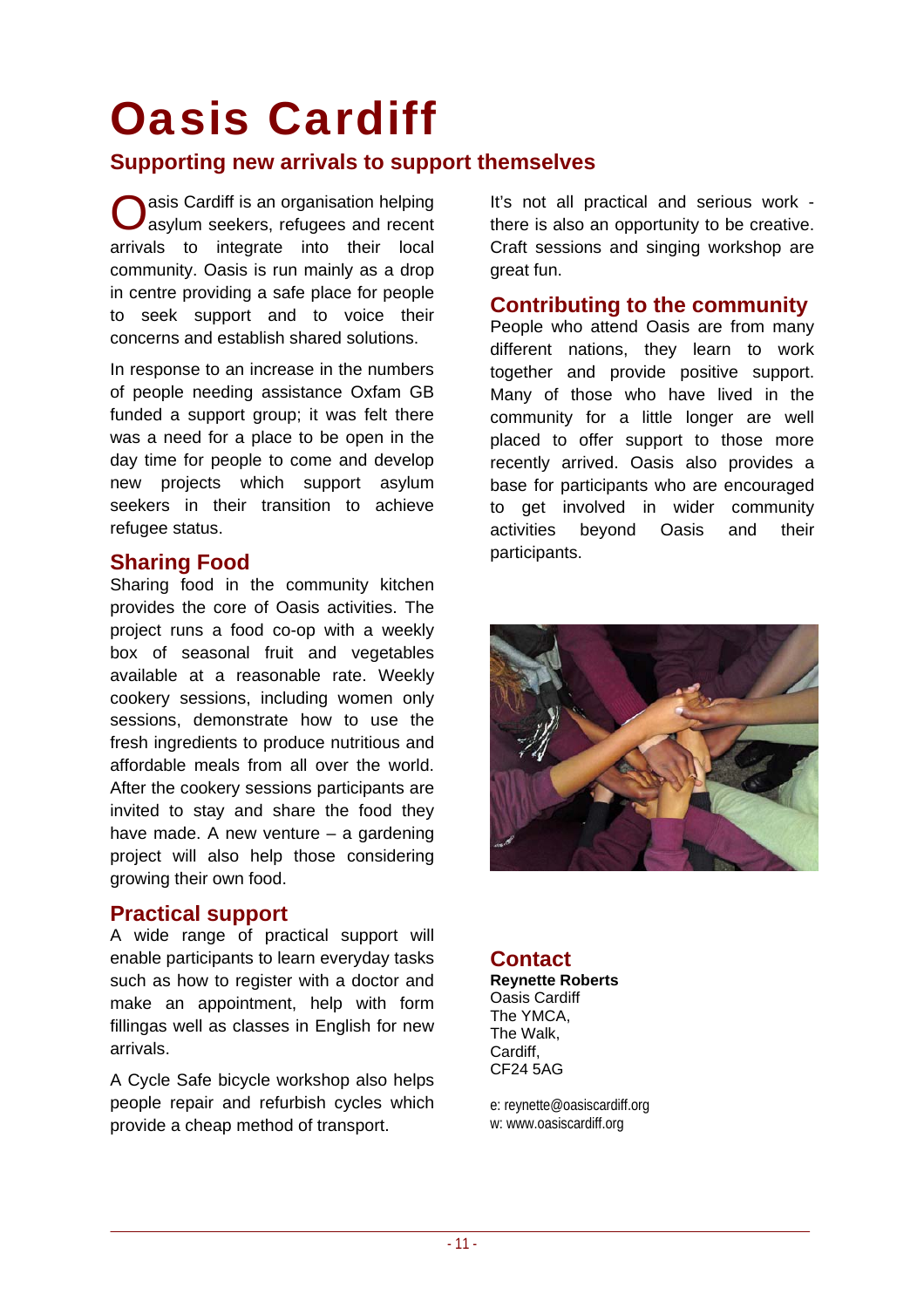# Oasis Cardiff

## Supporting new arrivals to support themselves

Oasis Cardiff is an organisation helping asylum seekers, refugees and recent arrivals to integrate into their local community. Oasis is run mainly as a drop in centre providing a safe place for people to seek support and to voice their concerns and establish shared solutions.

In response to an increase in the numbers of people needing assistance Oxfam GB funded a support group; it was felt there was a need for a place to be open in the day time for people to come and develop new projects which support asylum seekers in their transition to achieve refugee status.

### Sharing Food

Sharing food in the community kitchen provides the core of Oasis activities. The project runs a food co-op with a weekly box of seasonal fruit and vegetables available at a reasonable rate. Weekly cookery sessions, including women only sessions, demonstrate how to use the fresh ingredients to produce nutritious and affordable meals from all over the world. After the cookery sessions participants are invited to stay and share the food they have made. A new venture – a gardening project will also help those considering growing their own food.

### Practical support

A wide range of practical support will enable participants to learn everyday tasks such as how to register with a doctor and make an appointment, help with form fillingas well as classes in English for new arrivals.

A Cycle Safe bicycle workshop also helps people repair and refurbish cycles which provide a cheap method of transport.

It's not all practical and serious work - there is also an opportunity to be creative. Craft sessions and singing workshop are great fun.

### Contributing to the community

People who attend Oasis are from many different nations, they learn to work together and provide positive support. Many of those who have lived in the community for a little longer are well placed to offer support to those more recently arrived. Oasis also provides a base for participants who are encouraged to get involved in wider community activities beyond Oasis and their participants.

### Contact

**Reynette Roberts**
Oasis Cardiff
The YMCA,
The Walk,
Cardiff,
CF24 5AG

e: reynette@oasiscardiff.org
w: www.oasiscardiff.org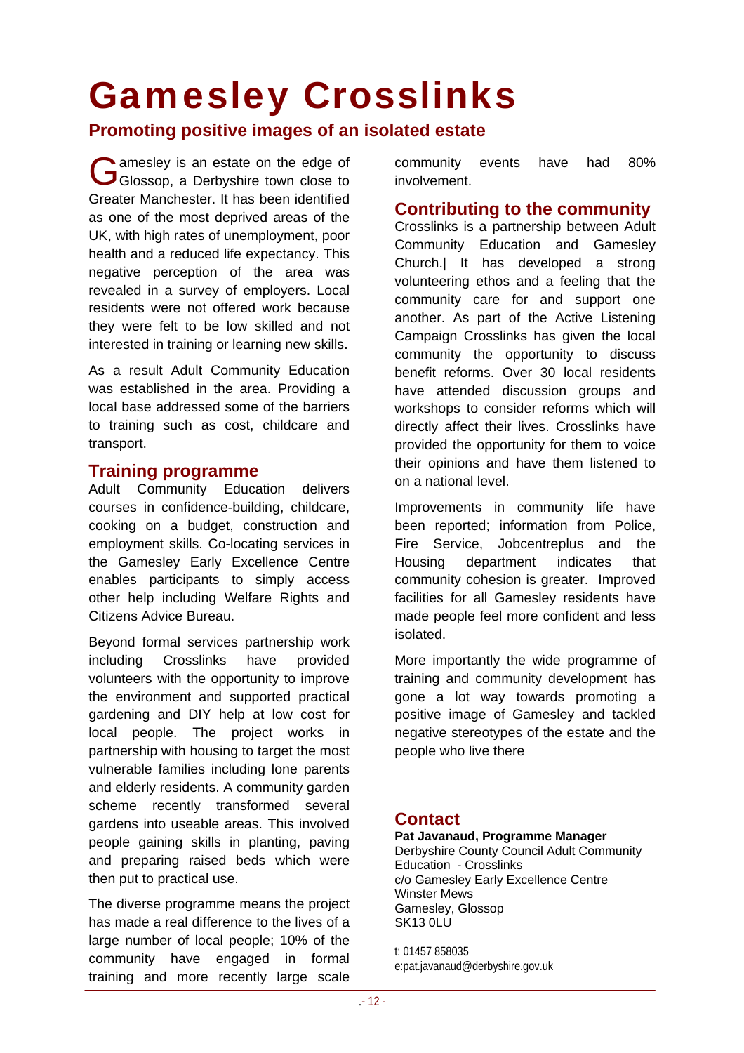# Gamesley Crosslinks

## Promoting positive images of an isolated estate

Gamesley is an estate on the edge of Glossop, a Derbyshire town close to Greater Manchester. It has been identified as one of the most deprived areas of the UK, with high rates of unemployment, poor health and a reduced life expectancy. This negative perception of the area was revealed in a survey of employers. Local residents were not offered work because they were felt to be low skilled and not interested in training or learning new skills.

As a result Adult Community Education was established in the area. Providing a local base addressed some of the barriers to training such as cost, childcare and transport.

## Training programme

Adult Community Education delivers courses in confidence-building, childcare, cooking on a budget, construction and employment skills. Co-locating services in the Gamesley Early Excellence Centre enables participants to simply access other help including Welfare Rights and Citizens Advice Bureau.

Beyond formal services partnership work including Crosslinks have provided volunteers with the opportunity to improve the environment and supported practical gardening and DIY help at low cost for local people. The project works in partnership with housing to target the most vulnerable families including lone parents and elderly residents. A community garden scheme recently transformed several gardens into useable areas. This involved people gaining skills in planting, paving and preparing raised beds which were then put to practical use.

The diverse programme means the project has made a real difference to the lives of a large number of local people; 10% of the community have engaged in formal training and more recently large scale community events have had 80% involvement.

## Contributing to the community

Crosslinks is a partnership between Adult Community Education and Gamesley Church.| It has developed a strong volunteering ethos and a feeling that the community care for and support one another. As part of the Active Listening Campaign Crosslinks has given the local community the opportunity to discuss benefit reforms. Over 30 local residents have attended discussion groups and workshops to consider reforms which will directly affect their lives. Crosslinks have provided the opportunity for them to voice their opinions and have them listened to on a national level.

Improvements in community life have been reported; information from Police, Fire Service, Jobcentreplus and the Housing department indicates that community cohesion is greater. Improved facilities for all Gamesley residents have made people feel more confident and less isolated.

More importantly the wide programme of training and community development has gone a lot way towards promoting a positive image of Gamesley and tackled negative stereotypes of the estate and the people who live there

## Contact

**Pat Javanaud, Programme Manager**
Derbyshire County Council Adult Community Education - Crosslinks
c/o Gamesley Early Excellence Centre
Winster Mews
Gamesley, Glossop
SK13 0LU

t: 01457 858035
e:pat.javanaud@derbyshire.gov.uk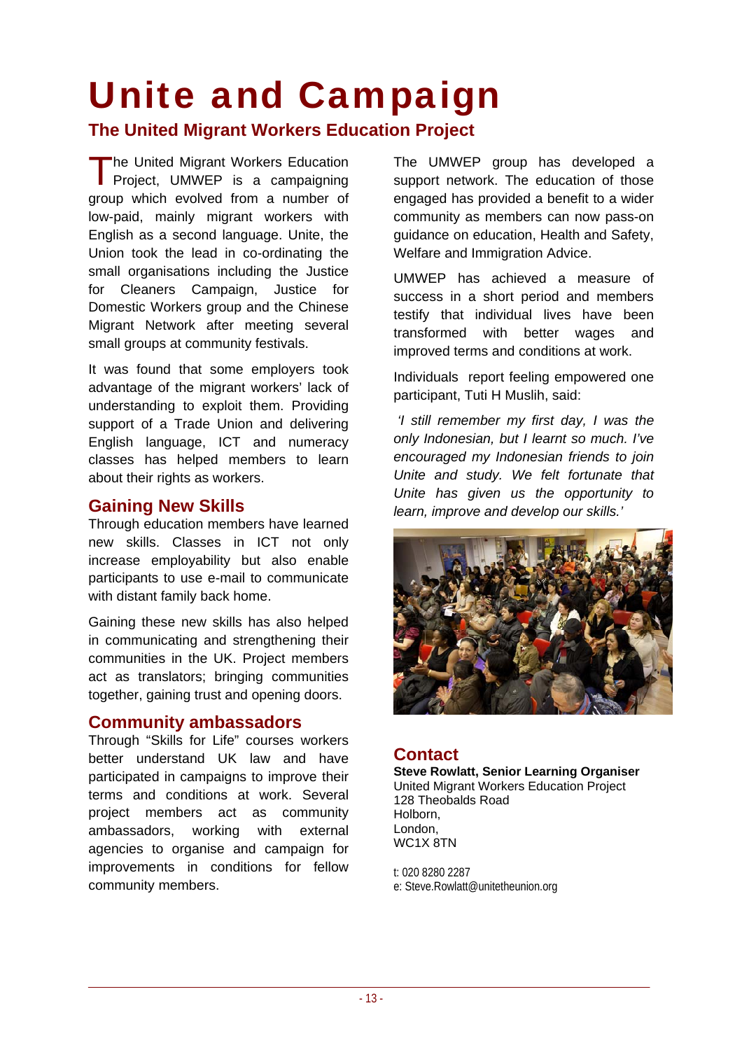# Unite and Campaign

## The United Migrant Workers Education Project

The United Migrant Workers Education Project, UMWEP is a campaigning group which evolved from a number of low-paid, mainly migrant workers with English as a second language. Unite, the Union took the lead in co-ordinating the small organisations including the Justice for Cleaners Campaign, Justice for Domestic Workers group and the Chinese Migrant Network after meeting several small groups at community festivals.

It was found that some employers took advantage of the migrant workers' lack of understanding to exploit them. Providing support of a Trade Union and delivering English language, ICT and numeracy classes has helped members to learn about their rights as workers.

## Gaining New Skills

Through education members have learned new skills. Classes in ICT not only increase employability but also enable participants to use e-mail to communicate with distant family back home.

Gaining these new skills has also helped in communicating and strengthening their communities in the UK. Project members act as translators; bringing communities together, gaining trust and opening doors.

## Community ambassadors

Through "Skills for Life" courses workers better understand UK law and have participated in campaigns to improve their terms and conditions at work. Several project members act as community ambassadors, working with external agencies to organise and campaign for improvements in conditions for fellow community members.

The UMWEP group has developed a support network. The education of those engaged has provided a benefit to a wider community as members can now pass-on guidance on education, Health and Safety, Welfare and Immigration Advice.

UMWEP has achieved a measure of success in a short period and members testify that individual lives have been transformed with better wages and improved terms and conditions at work.

Individuals report feeling empowered one participant, Tuti H Muslih, said:

*'I still remember my first day, I was the only Indonesian, but I learnt so much. I've encouraged my Indonesian friends to join Unite and study. We felt fortunate that Unite has given us the opportunity to learn, improve and develop our skills.'*

## Contact

**Steve Rowlatt, Senior Learning Organiser**
United Migrant Workers Education Project
128 Theobalds Road
Holborn,
London,
WC1X 8TN

t: 020 8280 2287
e: Steve.Rowlatt@unitetheunion.org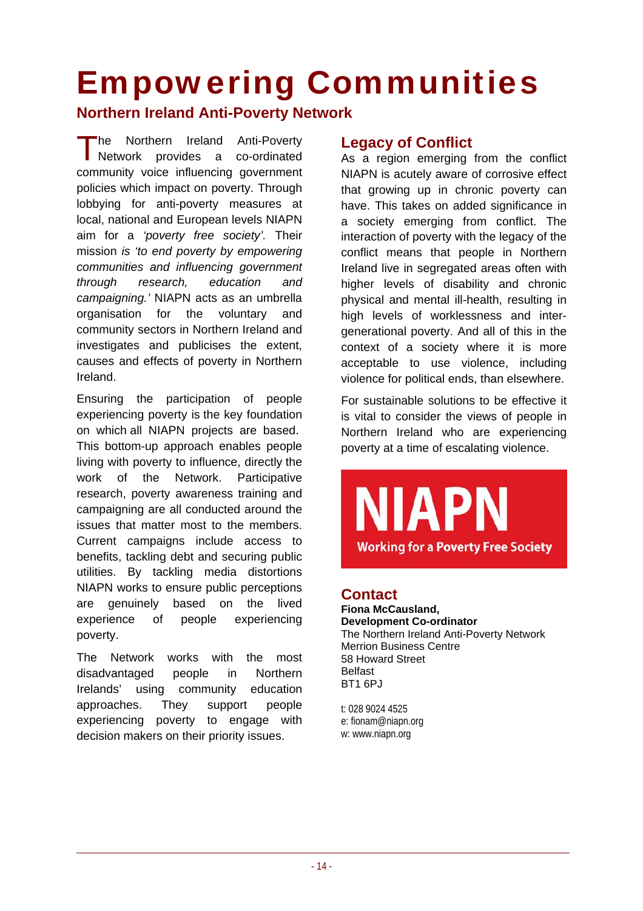# Empowering Communities

## Northern Ireland Anti-Poverty Network

The Northern Ireland Anti-Poverty Network provides a co-ordinated community voice influencing government policies which impact on poverty. Through lobbying for anti-poverty measures at local, national and European levels NIAPN aim for a *'poverty free society'.* Their mission *is 'to end poverty by empowering communities and influencing government through research, education and campaigning.'* NIAPN acts as an umbrella organisation for the voluntary and community sectors in Northern Ireland and investigates and publicises the extent, causes and effects of poverty in Northern Ireland.

Ensuring the participation of people experiencing poverty is the key foundation on which all NIAPN projects are based. This bottom-up approach enables people living with poverty to influence, directly the work of the Network. Participative research, poverty awareness training and campaigning are all conducted around the issues that matter most to the members. Current campaigns include access to benefits, tackling debt and securing public utilities. By tackling media distortions NIAPN works to ensure public perceptions are genuinely based on the lived experience of people experiencing poverty.

The Network works with the most disadvantaged people in Northern Irelands' using community education approaches. They support people experiencing poverty to engage with decision makers on their priority issues.

### Legacy of Conflict

As a region emerging from the conflict NIAPN is acutely aware of corrosive effect that growing up in chronic poverty can have. This takes on added significance in a society emerging from conflict. The interaction of poverty with the legacy of the conflict means that people in Northern Ireland live in segregated areas often with higher levels of disability and chronic physical and mental ill-health, resulting in high levels of worklessness and inter-generational poverty. And all of this in the context of a society where it is more acceptable to use violence, including violence for political ends, than elsewhere.

For sustainable solutions to be effective it is vital to consider the views of people in Northern Ireland who are experiencing poverty at a time of escalating violence.

**NIAPN**

**Working for a Poverty Free Society**

### Contact

**Fiona McCausland,**
**Development Co-ordinator**
The Northern Ireland Anti-Poverty Network
Merrion Business Centre
58 Howard Street
Belfast
BT1 6PJ

t: 028 9024 4525
e: fionam@niapn.org
w: www.niapn.org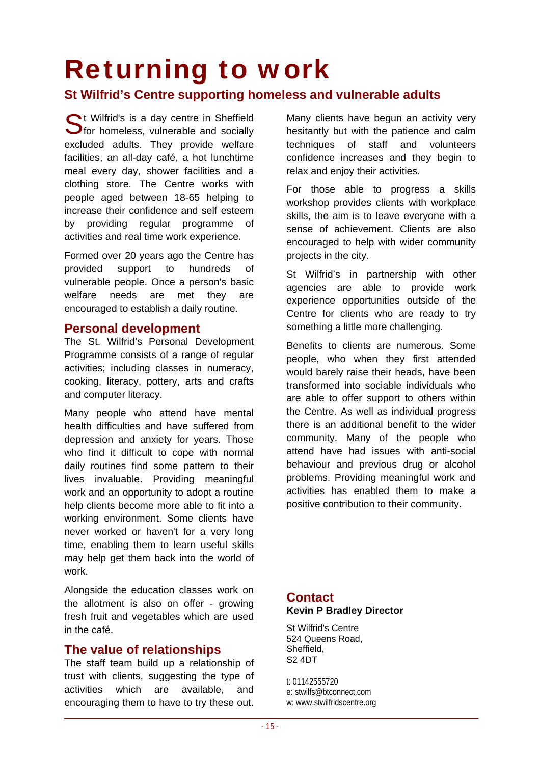# Returning to work

## St Wilfrid's Centre supporting homeless and vulnerable adults

St Wilfrid's is a day centre in Sheffield for homeless, vulnerable and socially excluded adults. They provide welfare facilities, an all-day café, a hot lunchtime meal every day, shower facilities and a clothing store. The Centre works with people aged between 18-65 helping to increase their confidence and self esteem by providing regular programme of activities and real time work experience.

Formed over 20 years ago the Centre has provided support to hundreds of vulnerable people. Once a person's basic welfare needs are met they are encouraged to establish a daily routine.

### Personal development

The St. Wilfrid's Personal Development Programme consists of a range of regular activities; including classes in numeracy, cooking, literacy, pottery, arts and crafts and computer literacy.

Many people who attend have mental health difficulties and have suffered from depression and anxiety for years. Those who find it difficult to cope with normal daily routines find some pattern to their lives invaluable. Providing meaningful work and an opportunity to adopt a routine help clients become more able to fit into a working environment. Some clients have never worked or haven't for a very long time, enabling them to learn useful skills may help get them back into the world of work.

Alongside the education classes work on the allotment is also on offer - growing fresh fruit and vegetables which are used in the café.

### The value of relationships

The staff team build up a relationship of trust with clients, suggesting the type of activities which are available, and encouraging them to have to try these out.

Many clients have begun an activity very hesitantly but with the patience and calm techniques of staff and volunteers confidence increases and they begin to relax and enjoy their activities.

For those able to progress a skills workshop provides clients with workplace skills, the aim is to leave everyone with a sense of achievement. Clients are also encouraged to help with wider community projects in the city.

St Wilfrid's in partnership with other agencies are able to provide work experience opportunities outside of the Centre for clients who are ready to try something a little more challenging.

Benefits to clients are numerous. Some people, who when they first attended would barely raise their heads, have been transformed into sociable individuals who are able to offer support to others within the Centre. As well as individual progress there is an additional benefit to the wider community. Many of the people who attend have had issues with anti-social behaviour and previous drug or alcohol problems. Providing meaningful work and activities has enabled them to make a positive contribution to their community.

### Contact

**Kevin P Bradley Director**

St Wilfrid's Centre
524 Queens Road,
Sheffield,
S2 4DT

t: 01142555720
e: stwilfs@btconnect.com
w: www.stwilfridscentre.org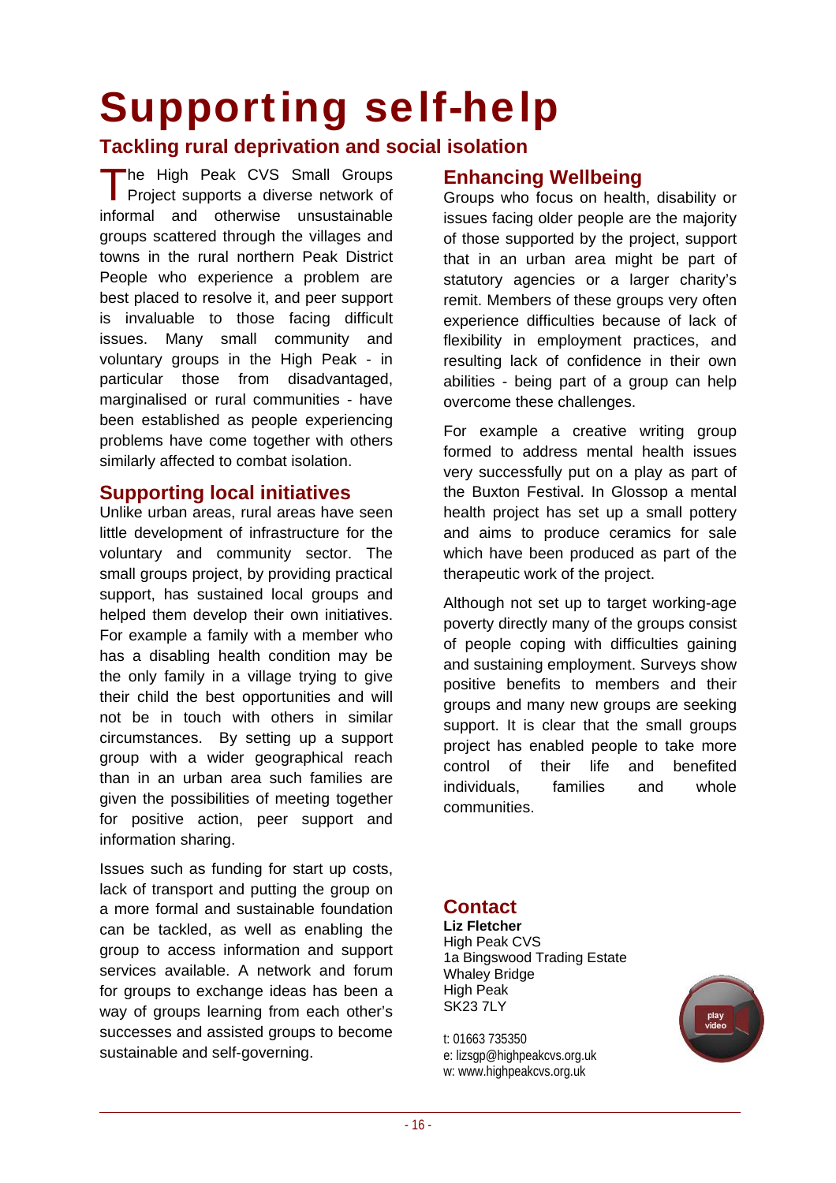# Supporting self-help

## Tackling rural deprivation and social isolation

The High Peak CVS Small Groups Project supports a diverse network of informal and otherwise unsustainable groups scattered through the villages and towns in the rural northern Peak District People who experience a problem are best placed to resolve it, and peer support is invaluable to those facing difficult issues. Many small community and voluntary groups in the High Peak - in particular those from disadvantaged, marginalised or rural communities - have been established as people experiencing problems have come together with others similarly affected to combat isolation.

### Supporting local initiatives

Unlike urban areas, rural areas have seen little development of infrastructure for the voluntary and community sector. The small groups project, by providing practical support, has sustained local groups and helped them develop their own initiatives. For example a family with a member who has a disabling health condition may be the only family in a village trying to give their child the best opportunities and will not be in touch with others in similar circumstances. By setting up a support group with a wider geographical reach than in an urban area such families are given the possibilities of meeting together for positive action, peer support and information sharing.

Issues such as funding for start up costs, lack of transport and putting the group on a more formal and sustainable foundation can be tackled, as well as enabling the group to access information and support services available. A network and forum for groups to exchange ideas has been a way of groups learning from each other's successes and assisted groups to become sustainable and self-governing.

### Enhancing Wellbeing

Groups who focus on health, disability or issues facing older people are the majority of those supported by the project, support that in an urban area might be part of statutory agencies or a larger charity's remit. Members of these groups very often experience difficulties because of lack of flexibility in employment practices, and resulting lack of confidence in their own abilities - being part of a group can help overcome these challenges.

For example a creative writing group formed to address mental health issues very successfully put on a play as part of the Buxton Festival. In Glossop a mental health project has set up a small pottery and aims to produce ceramics for sale which have been produced as part of the therapeutic work of the project.

Although not set up to target working-age poverty directly many of the groups consist of people coping with difficulties gaining and sustaining employment. Surveys show positive benefits to members and their groups and many new groups are seeking support. It is clear that the small groups project has enabled people to take more control of their life and benefited individuals, families and whole communities.

### Contact

**Liz Fletcher**
High Peak CVS
1a Bingswood Trading Estate
Whaley Bridge
High Peak
SK23 7LY

t: 01663 735350
e: lizsgp@highpeakcvs.org.uk
w: www.highpeakcvs.org.uk

play video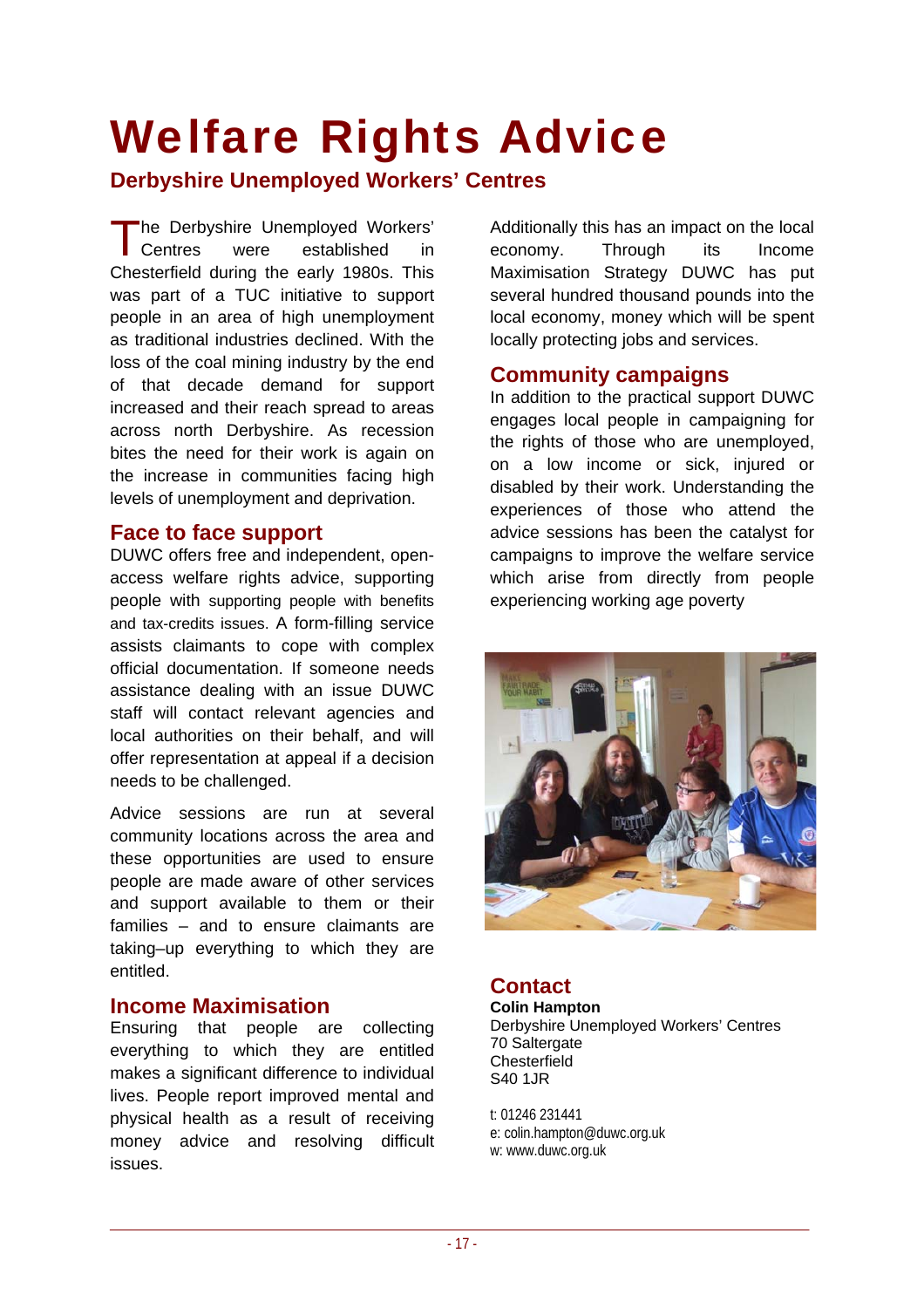# Welfare Rights Advice

## Derbyshire Unemployed Workers' Centres

The Derbyshire Unemployed Workers' Centres were established in Chesterfield during the early 1980s. This was part of a TUC initiative to support people in an area of high unemployment as traditional industries declined. With the loss of the coal mining industry by the end of that decade demand for support increased and their reach spread to areas across north Derbyshire. As recession bites the need for their work is again on the increase in communities facing high levels of unemployment and deprivation.

### Face to face support

DUWC offers free and independent, open-access welfare rights advice, supporting people with supporting people with benefits and tax-credits issues. A form-filling service assists claimants to cope with complex official documentation. If someone needs assistance dealing with an issue DUWC staff will contact relevant agencies and local authorities on their behalf, and will offer representation at appeal if a decision needs to be challenged.

Advice sessions are run at several community locations across the area and these opportunities are used to ensure people are made aware of other services and support available to them or their families – and to ensure claimants are taking–up everything to which they are entitled.

### Income Maximisation

Ensuring that people are collecting everything to which they are entitled makes a significant difference to individual lives. People report improved mental and physical health as a result of receiving money advice and resolving difficult issues.

Additionally this has an impact on the local economy. Through its Income Maximisation Strategy DUWC has put several hundred thousand pounds into the local economy, money which will be spent locally protecting jobs and services.

### Community campaigns

In addition to the practical support DUWC engages local people in campaigning for the rights of those who are unemployed, on a low income or sick, injured or disabled by their work. Understanding the experiences of those who attend the advice sessions has been the catalyst for campaigns to improve the welfare service which arise from directly from people experiencing working age poverty

### Contact

**Colin Hampton**
Derbyshire Unemployed Workers' Centres
70 Saltergate
Chesterfield
S40 1JR

t: 01246 231441
e: colin.hampton@duwc.org.uk
w: www.duwc.org.uk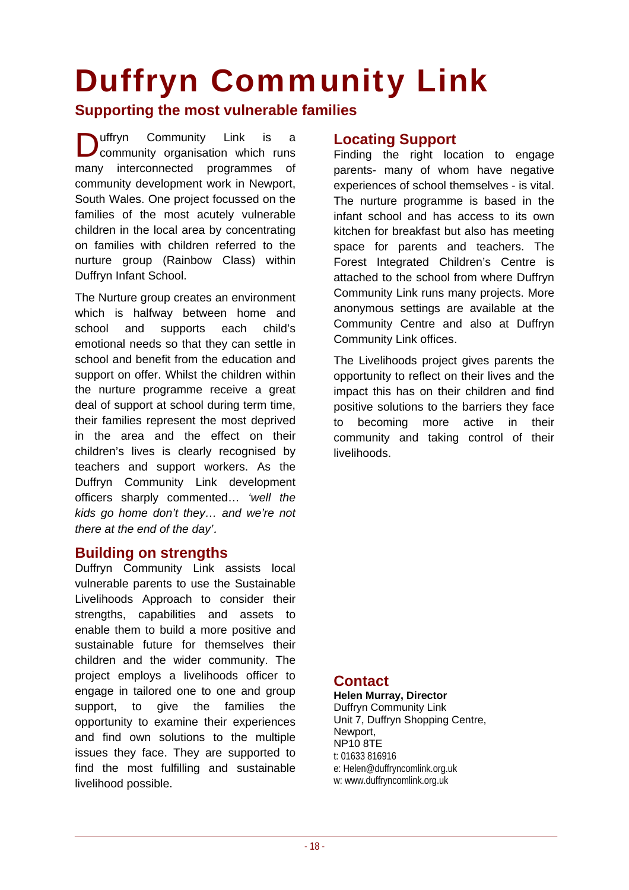# Duffryn Community Link

## Supporting the most vulnerable families

Duffryn Community Link is a community organisation which runs many interconnected programmes of community development work in Newport, South Wales. One project focussed on the families of the most acutely vulnerable children in the local area by concentrating on families with children referred to the nurture group (Rainbow Class) within Duffryn Infant School.

The Nurture group creates an environment which is halfway between home and school and supports each child's emotional needs so that they can settle in school and benefit from the education and support on offer. Whilst the children within the nurture programme receive a great deal of support at school during term time, their families represent the most deprived in the area and the effect on their children's lives is clearly recognised by teachers and support workers. As the Duffryn Community Link development officers sharply commented… *'well the kids go home don't they… and we're not there at the end of the day'*.

## Building on strengths

Duffryn Community Link assists local vulnerable parents to use the Sustainable Livelihoods Approach to consider their strengths, capabilities and assets to enable them to build a more positive and sustainable future for themselves their children and the wider community. The project employs a livelihoods officer to engage in tailored one to one and group support, to give the families the opportunity to examine their experiences and find own solutions to the multiple issues they face. They are supported to find the most fulfilling and sustainable livelihood possible.

## Locating Support

Finding the right location to engage parents- many of whom have negative experiences of school themselves - is vital. The nurture programme is based in the infant school and has access to its own kitchen for breakfast but also has meeting space for parents and teachers. The Forest Integrated Children's Centre is attached to the school from where Duffryn Community Link runs many projects. More anonymous settings are available at the Community Centre and also at Duffryn Community Link offices.

The Livelihoods project gives parents the opportunity to reflect on their lives and the impact this has on their children and find positive solutions to the barriers they face to becoming more active in their community and taking control of their livelihoods.

## Contact

**Helen Murray, Director**
Duffryn Community Link
Unit 7, Duffryn Shopping Centre,
Newport,
NP10 8TE
t: 01633 816916
e: Helen@duffryncomlink.org.uk
w: www.duffryncomlink.org.uk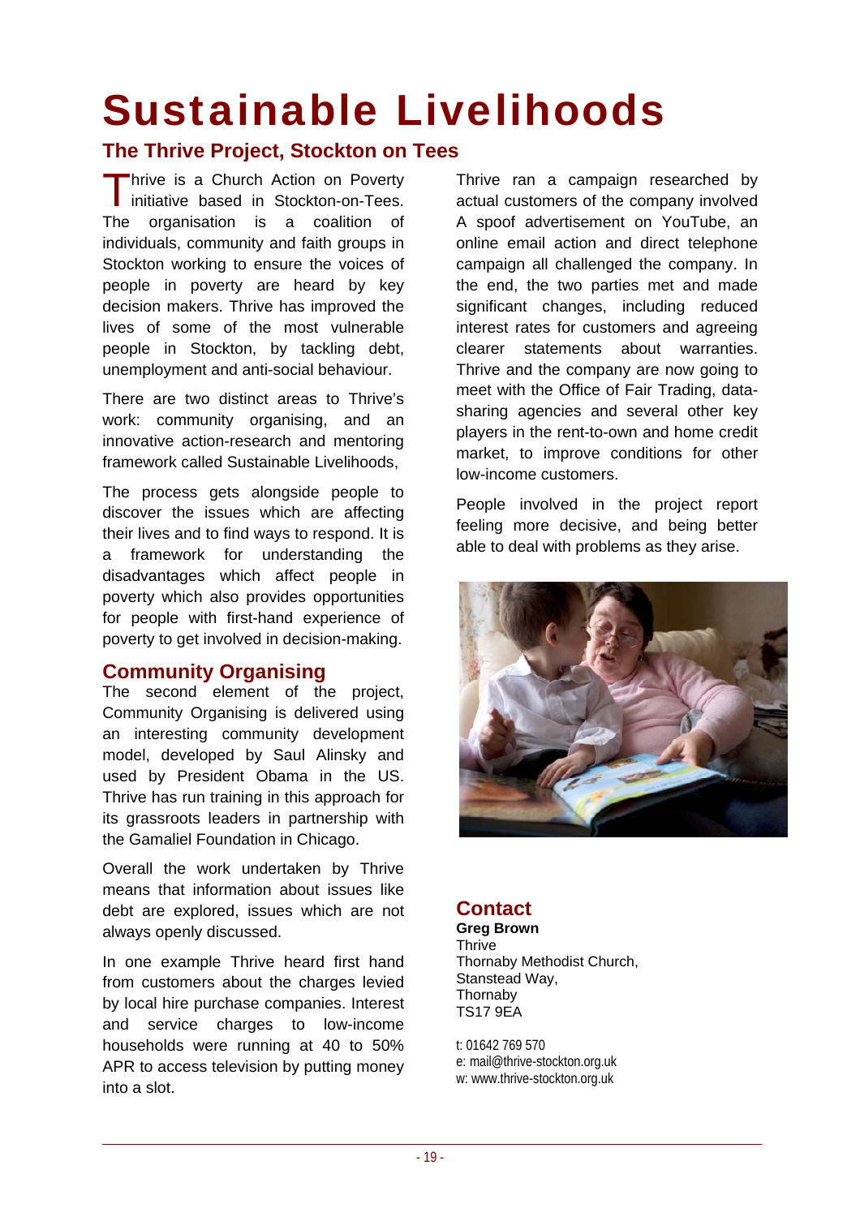# Sustainable Livelihoods

## The Thrive Project, Stockton on Tees

Thrive is a Church Action on Poverty initiative based in Stockton-on-Tees. The organisation is a coalition of individuals, community and faith groups in Stockton working to ensure the voices of people in poverty are heard by key decision makers. Thrive has improved the lives of some of the most vulnerable people in Stockton, by tackling debt, unemployment and anti-social behaviour.

There are two distinct areas to Thrive's work: community organising, and an innovative action-research and mentoring framework called Sustainable Livelihoods,

The process gets alongside people to discover the issues which are affecting their lives and to find ways to respond. It is a framework for understanding the disadvantages which affect people in poverty which also provides opportunities for people with first-hand experience of poverty to get involved in decision-making.

### Community Organising

The second element of the project, Community Organising is delivered using an interesting community development model, developed by Saul Alinsky and used by President Obama in the US. Thrive has run training in this approach for its grassroots leaders in partnership with the Gamaliel Foundation in Chicago.

Overall the work undertaken by Thrive means that information about issues like debt are explored, issues which are not always openly discussed.

In one example Thrive heard first hand from customers about the charges levied by local hire purchase companies. Interest and service charges to low-income households were running at 40 to 50% APR to access television by putting money into a slot.

Thrive ran a campaign researched by actual customers of the company involved A spoof advertisement on YouTube, an online email action and direct telephone campaign all challenged the company. In the end, the two parties met and made significant changes, including reduced interest rates for customers and agreeing clearer statements about warranties. Thrive and the company are now going to meet with the Office of Fair Trading, data-sharing agencies and several other key players in the rent-to-own and home credit market, to improve conditions for other low-income customers.

People involved in the project report feeling more decisive, and being better able to deal with problems as they arise.

### Contact

**Greg Brown**
Thrive
Thornaby Methodist Church,
Stanstead Way,
Thornaby
TS17 9EA

t: 01642 769 570
e: mail@thrive-stockton.org.uk
w: www.thrive-stockton.org.uk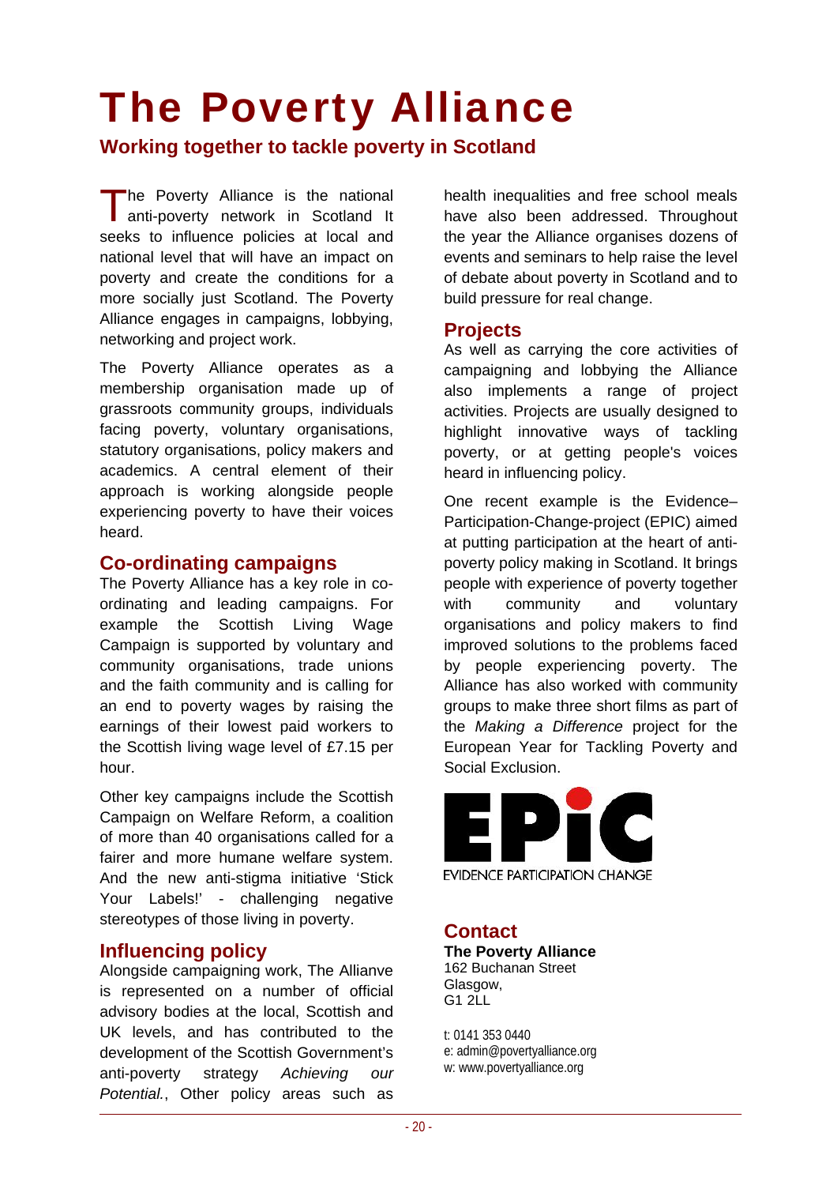# The Poverty Alliance

## Working together to tackle poverty in Scotland

The Poverty Alliance is the national anti-poverty network in Scotland It seeks to influence policies at local and national level that will have an impact on poverty and create the conditions for a more socially just Scotland. The Poverty Alliance engages in campaigns, lobbying, networking and project work.

The Poverty Alliance operates as a membership organisation made up of grassroots community groups, individuals facing poverty, voluntary organisations, statutory organisations, policy makers and academics. A central element of their approach is working alongside people experiencing poverty to have their voices heard.

### Co-ordinating campaigns

The Poverty Alliance has a key role in co-ordinating and leading campaigns. For example the Scottish Living Wage Campaign is supported by voluntary and community organisations, trade unions and the faith community and is calling for an end to poverty wages by raising the earnings of their lowest paid workers to the Scottish living wage level of £7.15 per hour.

Other key campaigns include the Scottish Campaign on Welfare Reform, a coalition of more than 40 organisations called for a fairer and more humane welfare system. And the new anti-stigma initiative 'Stick Your Labels!' - challenging negative stereotypes of those living in poverty.

### Influencing policy

Alongside campaigning work, The Allianve is represented on a number of official advisory bodies at the local, Scottish and UK levels, and has contributed to the development of the Scottish Government's anti-poverty strategy *Achieving our Potential.*, Other policy areas such as health inequalities and free school meals have also been addressed. Throughout the year the Alliance organises dozens of events and seminars to help raise the level of debate about poverty in Scotland and to build pressure for real change.

### Projects

As well as carrying the core activities of campaigning and lobbying the Alliance also implements a range of project activities. Projects are usually designed to highlight innovative ways of tackling poverty, or at getting people's voices heard in influencing policy.

One recent example is the Evidence–Participation-Change-project (EPIC) aimed at putting participation at the heart of anti-poverty policy making in Scotland. It brings people with experience of poverty together with community and voluntary organisations and policy makers to find improved solutions to the problems faced by people experiencing poverty. The Alliance has also worked with community groups to make three short films as part of the *Making a Difference* project for the European Year for Tackling Poverty and Social Exclusion.

EPiC
EVIDENCE PARTICIPATION CHANGE

### Contact

**The Poverty Alliance**
162 Buchanan Street
Glasgow,
G1 2LL

t: 0141 353 0440
e: admin@povertyalliance.org
w: www.povertyalliance.org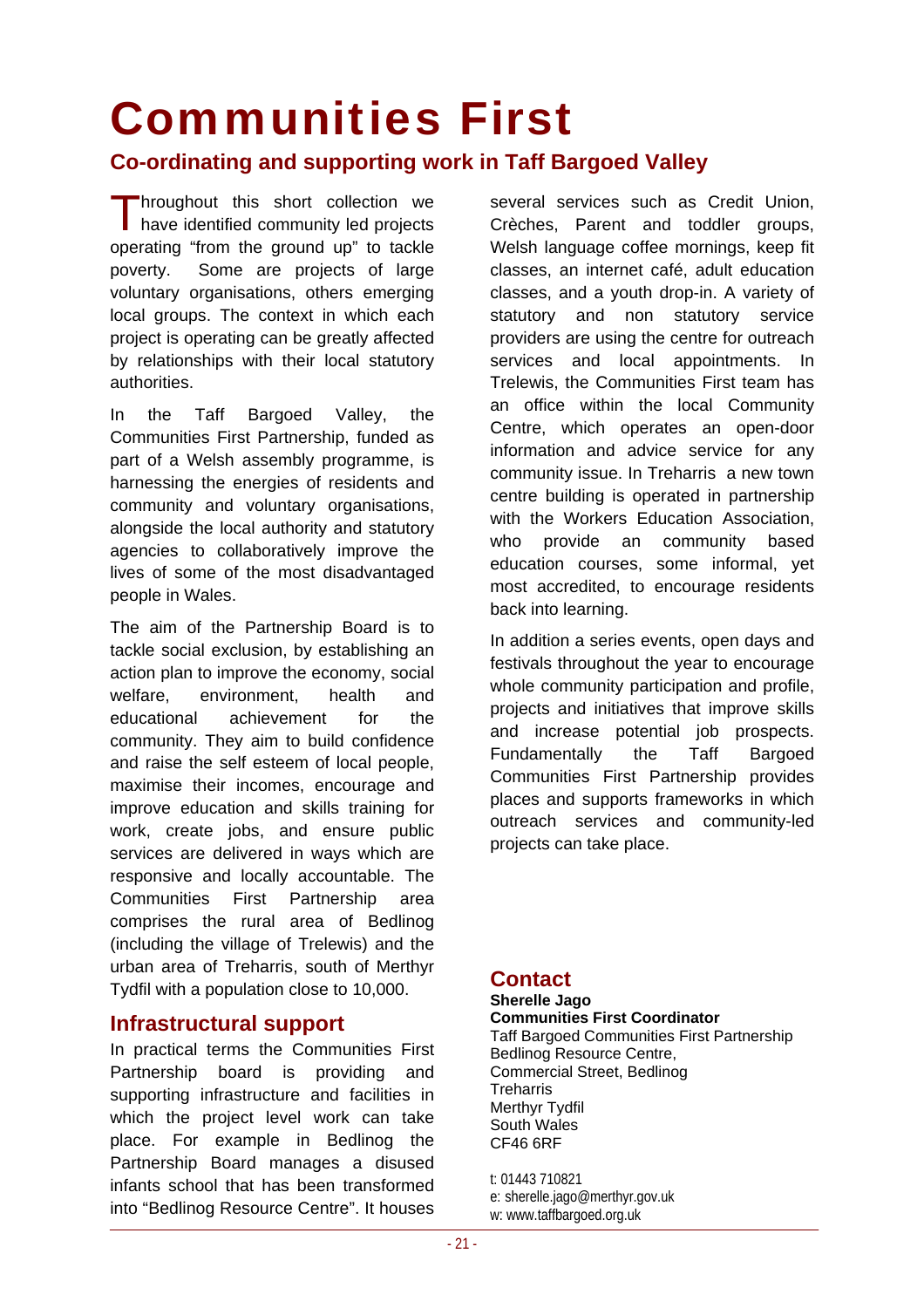# Communities First

## Co-ordinating and supporting work in Taff Bargoed Valley

Throughout this short collection we have identified community led projects operating "from the ground up" to tackle poverty. Some are projects of large voluntary organisations, others emerging local groups. The context in which each project is operating can be greatly affected by relationships with their local statutory authorities.

In the Taff Bargoed Valley, the Communities First Partnership, funded as part of a Welsh assembly programme, is harnessing the energies of residents and community and voluntary organisations, alongside the local authority and statutory agencies to collaboratively improve the lives of some of the most disadvantaged people in Wales.

The aim of the Partnership Board is to tackle social exclusion, by establishing an action plan to improve the economy, social welfare, environment, health and educational achievement for the community. They aim to build confidence and raise the self esteem of local people, maximise their incomes, encourage and improve education and skills training for work, create jobs, and ensure public services are delivered in ways which are responsive and locally accountable. The Communities First Partnership area comprises the rural area of Bedlinog (including the village of Trelewis) and the urban area of Treharris, south of Merthyr Tydfil with a population close to 10,000.

### Infrastructural support

In practical terms the Communities First Partnership board is providing and supporting infrastructure and facilities in which the project level work can take place. For example in Bedlinog the Partnership Board manages a disused infants school that has been transformed into "Bedlinog Resource Centre". It houses several services such as Credit Union, Crèches, Parent and toddler groups, Welsh language coffee mornings, keep fit classes, an internet café, adult education classes, and a youth drop-in. A variety of statutory and non statutory service providers are using the centre for outreach services and local appointments. In Trelewis, the Communities First team has an office within the local Community Centre, which operates an open-door information and advice service for any community issue. In Treharris a new town centre building is operated in partnership with the Workers Education Association, who provide an community based education courses, some informal, yet most accredited, to encourage residents back into learning.

In addition a series events, open days and festivals throughout the year to encourage whole community participation and profile, projects and initiatives that improve skills and increase potential job prospects. Fundamentally the Taff Bargoed Communities First Partnership provides places and supports frameworks in which outreach services and community-led projects can take place.

### Contact

**Sherelle Jago**
**Communities First Coordinator**
Taff Bargoed Communities First Partnership
Bedlinog Resource Centre,
Commercial Street, Bedlinog
Treharris
Merthyr Tydfil
South Wales
CF46 6RF

t: 01443 710821
e: sherelle.jago@merthyr.gov.uk
w: www.taffbargoed.org.uk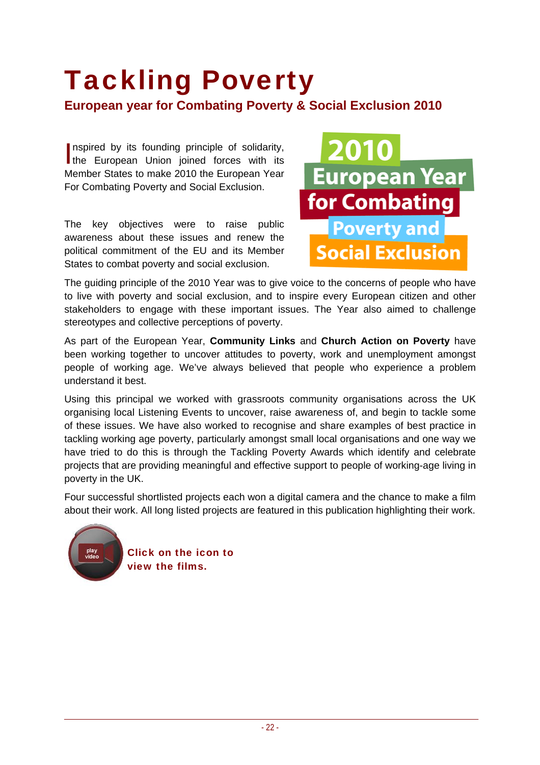# Tackling Poverty

## European year for Combating Poverty & Social Exclusion 2010

Inspired by its founding principle of solidarity, the European Union joined forces with its Member States to make 2010 the European Year For Combating Poverty and Social Exclusion.

2010 European Year for Combating Poverty and Social Exclusion

The key objectives were to raise public awareness about these issues and renew the political commitment of the EU and its Member States to combat poverty and social exclusion.

The guiding principle of the 2010 Year was to give voice to the concerns of people who have to live with poverty and social exclusion, and to inspire every European citizen and other stakeholders to engage with these important issues. The Year also aimed to challenge stereotypes and collective perceptions of poverty.

As part of the European Year, **Community Links** and **Church Action on Poverty** have been working together to uncover attitudes to poverty, work and unemployment amongst people of working age. We've always believed that people who experience a problem understand it best.

Using this principal we worked with grassroots community organisations across the UK organising local Listening Events to uncover, raise awareness of, and begin to tackle some of these issues. We have also worked to recognise and share examples of best practice in tackling working age poverty, particularly amongst small local organisations and one way we have tried to do this is through the Tackling Poverty Awards which identify and celebrate projects that are providing meaningful and effective support to people of working-age living in poverty in the UK.

Four successful shortlisted projects each won a digital camera and the chance to make a film about their work. All long listed projects are featured in this publication highlighting their work.

play video

**Click on the icon to view the films.**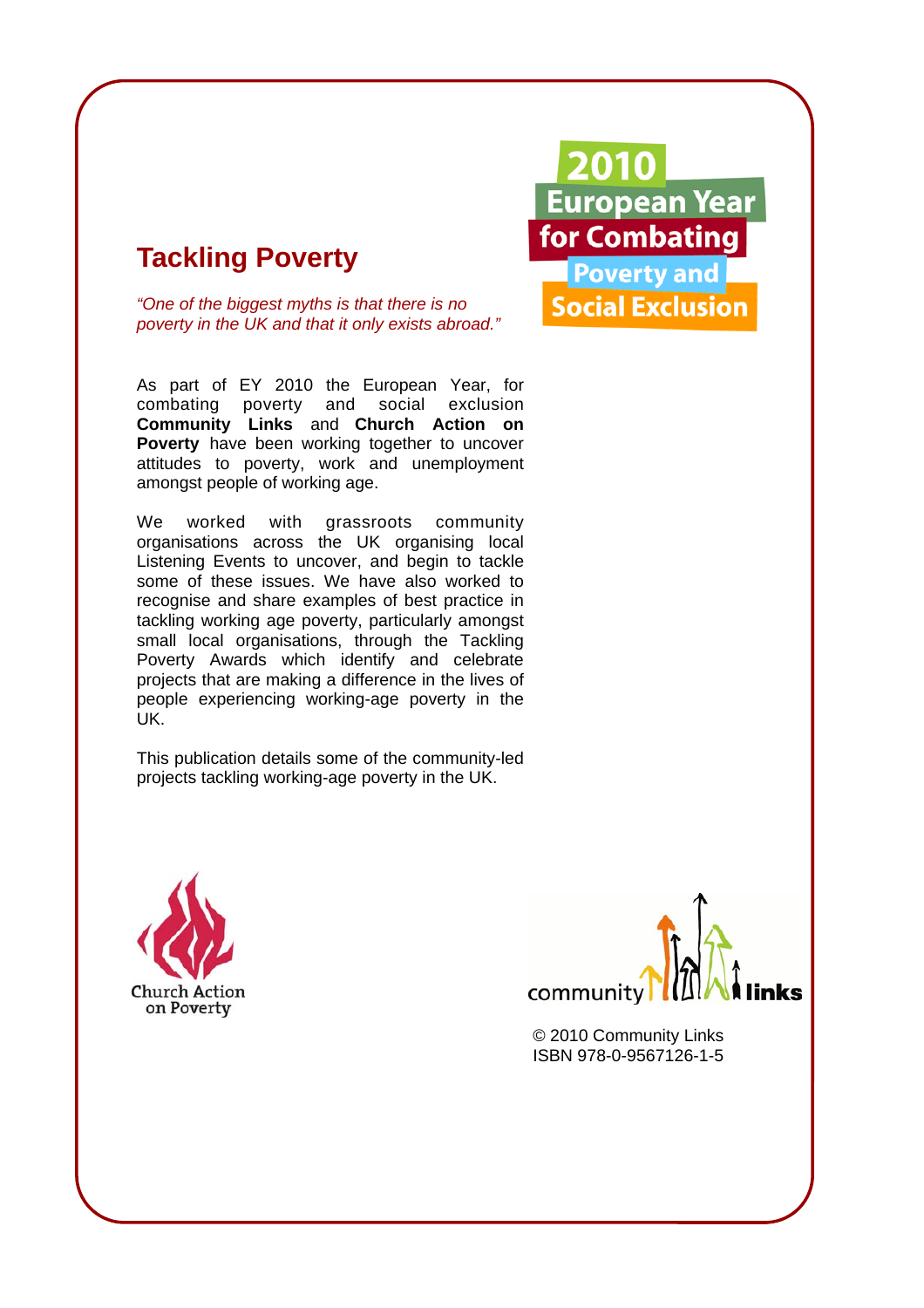## Tackling Poverty

*"One of the biggest myths is that there is no poverty in the UK and that it only exists abroad."*

2010 European Year for Combating Poverty and Social Exclusion

As part of EY 2010 the European Year, for combating poverty and social exclusion **Community Links** and **Church Action on Poverty** have been working together to uncover attitudes to poverty, work and unemployment amongst people of working age.

We worked with grassroots community organisations across the UK organising local Listening Events to uncover, and begin to tackle some of these issues. We have also worked to recognise and share examples of best practice in tackling working age poverty, particularly amongst small local organisations, through the Tackling Poverty Awards which identify and celebrate projects that are making a difference in the lives of people experiencing working-age poverty in the UK.

This publication details some of the community-led projects tackling working-age poverty in the UK.

Church Action on Poverty

community links

© 2010 Community Links
ISBN 978-0-9567126-1-5